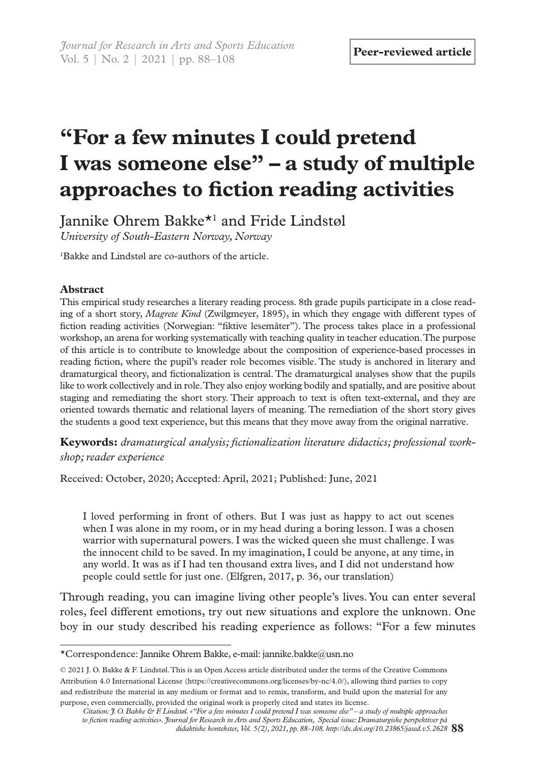**Peer-reviewed article**

# "For a few minutes I could pretend I was someone else" – a study of multiple approaches to fiction reading activities

Jannike Ohrem Bakke*[1] and Fride Lindstøl

*University of South-Eastern Norway, Norway*

[1]Bakke and Lindstøl are co-authors of the article.

### Abstract

This empirical study researches a literary reading process. 8th grade pupils participate in a close reading of a short story, *Magrete Kind* (Zwilgmeyer, 1895), in which they engage with different types of fiction reading activities (Norwegian: "fiktive lesemåter"). The process takes place in a professional workshop, an arena for working systematically with teaching quality in teacher education. The purpose of this article is to contribute to knowledge about the composition of experience-based processes in reading fiction, where the pupil's reader role becomes visible. The study is anchored in literary and dramaturgical theory, and fictionalization is central. The dramaturgical analyses show that the pupils like to work collectively and in role. They also enjoy working bodily and spatially, and are positive about staging and remediating the short story. Their approach to text is often text-external, and they are oriented towards thematic and relational layers of meaning. The remediation of the short story gives the students a good text experience, but this means that they move away from the original narrative.

**Keywords:** *dramaturgical analysis; fictionalization literature didactics; professional workshop; reader experience*

Received: October, 2020; Accepted: April, 2021; Published: June, 2021

> I loved performing in front of others. But I was just as happy to act out scenes when I was alone in my room, or in my head during a boring lesson. I was a chosen warrior with supernatural powers. I was the wicked queen she must challenge. I was the innocent child to be saved. In my imagination, I could be anyone, at any time, in any world. It was as if I had ten thousand extra lives, and I did not understand how people could settle for just one. (Elfgren, 2017, p. 36, our translation)

Through reading, you can imagine living other people's lives. You can enter several roles, feel different emotions, try out new situations and explore the unknown. One boy in our study described his reading experience as follows: "For a few minutes

*Correspondence: Jannike Ohrem Bakke, e-mail: jannike.bakke@usn.no

© 2021 J. O. Bakke & F. Lindstøl. This is an Open Access article distributed under the terms of the Creative Commons Attribution 4.0 International License (https://creativecommons.org/licenses/by-nc/4.0/), allowing third parties to copy and redistribute the material in any medium or format and to remix, transform, and build upon the material for any purpose, even commercially, provided the original work is properly cited and states its license.

*Citation: J. O. Bakke & F. Lindstøl. «"For a few minutes I could pretend I was someone else" – a study of multiple approaches to fiction reading activities». Journal for Research in Arts and Sports Education, Special issue: Dramaturgiske perspektiver på didaktiske kontekster, Vol. 5(2), 2021, pp. 88–108. http://dx.doi.org/10.23865/jased.v5.2628*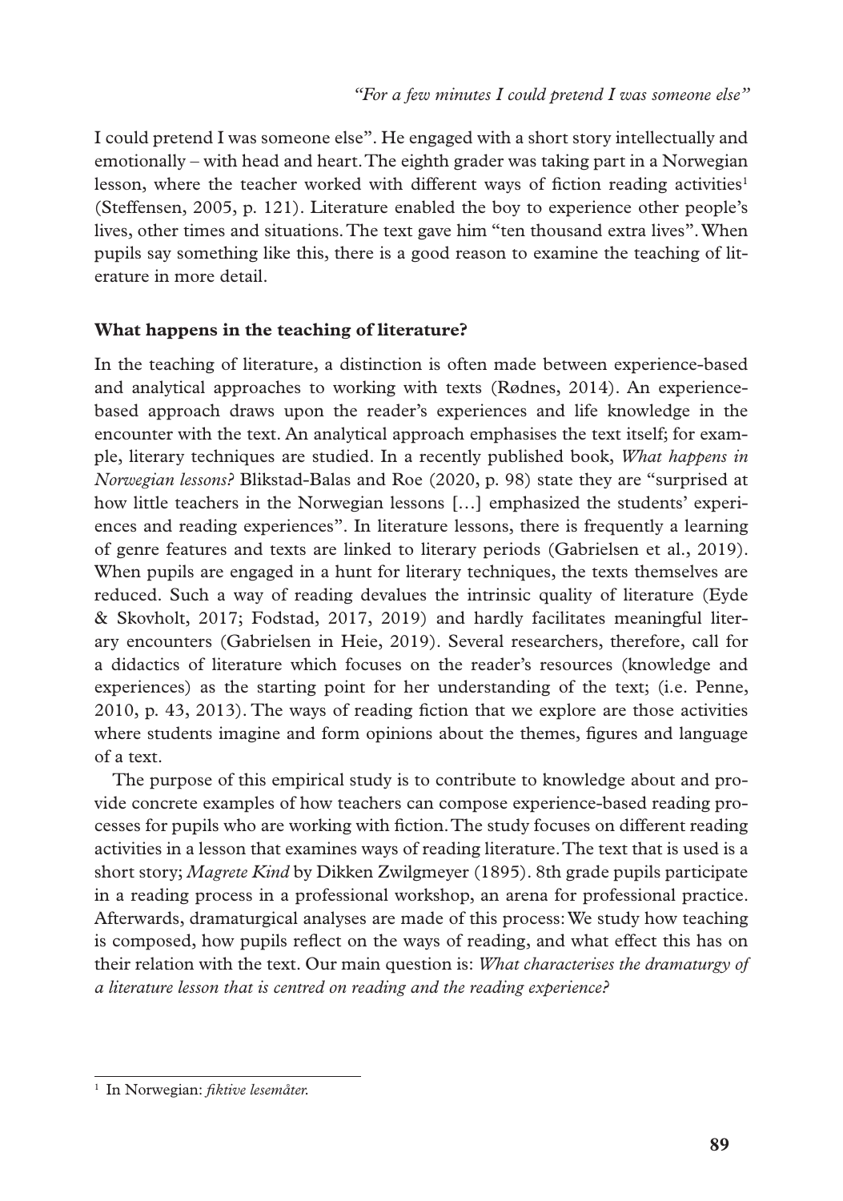I could pretend I was someone else". He engaged with a short story intellectually and emotionally – with head and heart. The eighth grader was taking part in a Norwegian lesson, where the teacher worked with different ways of fiction reading activities[1] (Steffensen, 2005, p. 121). Literature enabled the boy to experience other people's lives, other times and situations. The text gave him "ten thousand extra lives". When pupils say something like this, there is a good reason to examine the teaching of literature in more detail.

## What happens in the teaching of literature?

In the teaching of literature, a distinction is often made between experience-based and analytical approaches to working with texts (Rødnes, 2014). An experience-based approach draws upon the reader's experiences and life knowledge in the encounter with the text. An analytical approach emphasises the text itself; for example, literary techniques are studied. In a recently published book, *What happens in Norwegian lessons?* Blikstad-Balas and Roe (2020, p. 98) state they are "surprised at how little teachers in the Norwegian lessons […] emphasized the students' experiences and reading experiences". In literature lessons, there is frequently a learning of genre features and texts are linked to literary periods (Gabrielsen et al., 2019). When pupils are engaged in a hunt for literary techniques, the texts themselves are reduced. Such a way of reading devalues the intrinsic quality of literature (Eyde & Skovholt, 2017; Fodstad, 2017, 2019) and hardly facilitates meaningful literary encounters (Gabrielsen in Heie, 2019). Several researchers, therefore, call for a didactics of literature which focuses on the reader's resources (knowledge and experiences) as the starting point for her understanding of the text; (i.e. Penne, 2010, p. 43, 2013). The ways of reading fiction that we explore are those activities where students imagine and form opinions about the themes, figures and language of a text.

The purpose of this empirical study is to contribute to knowledge about and provide concrete examples of how teachers can compose experience-based reading processes for pupils who are working with fiction. The study focuses on different reading activities in a lesson that examines ways of reading literature. The text that is used is a short story; *Magrete Kind* by Dikken Zwilgmeyer (1895). 8th grade pupils participate in a reading process in a professional workshop, an arena for professional practice. Afterwards, dramaturgical analyses are made of this process: We study how teaching is composed, how pupils reflect on the ways of reading, and what effect this has on their relation with the text. Our main question is: *What characterises the dramaturgy of a literature lesson that is centred on reading and the reading experience?*

---

[1] In Norwegian: *fiktive lesemåter.*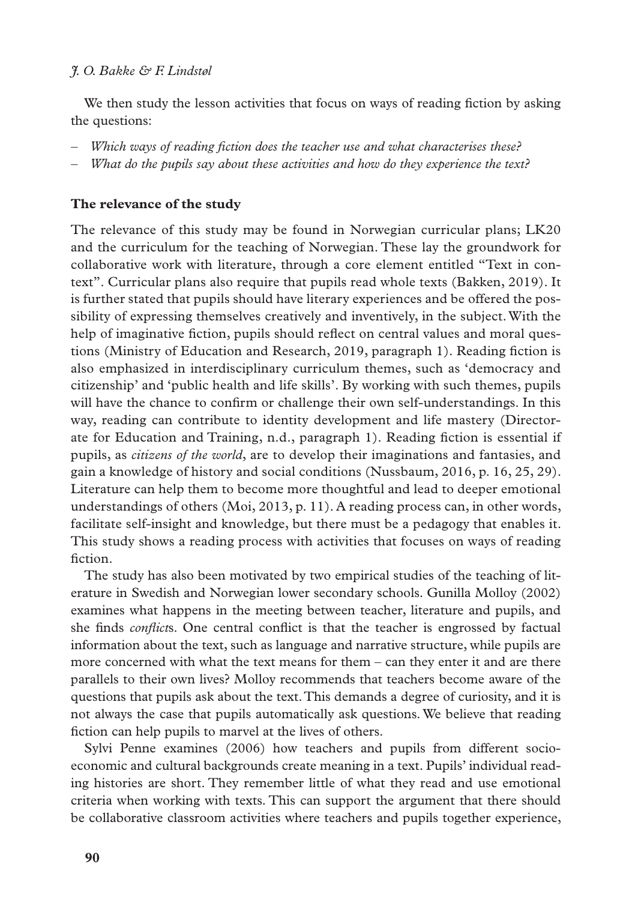We then study the lesson activities that focus on ways of reading fiction by asking the questions:

- *Which ways of reading fiction does the teacher use and what characterises these?*
- *What do the pupils say about these activities and how do they experience the text?*

## The relevance of the study

The relevance of this study may be found in Norwegian curricular plans; LK20 and the curriculum for the teaching of Norwegian. These lay the groundwork for collaborative work with literature, through a core element entitled "Text in context". Curricular plans also require that pupils read whole texts (Bakken, 2019). It is further stated that pupils should have literary experiences and be offered the possibility of expressing themselves creatively and inventively, in the subject. With the help of imaginative fiction, pupils should reflect on central values and moral questions (Ministry of Education and Research, 2019, paragraph 1). Reading fiction is also emphasized in interdisciplinary curriculum themes, such as 'democracy and citizenship' and 'public health and life skills'. By working with such themes, pupils will have the chance to confirm or challenge their own self-understandings. In this way, reading can contribute to identity development and life mastery (Directorate for Education and Training, n.d., paragraph 1). Reading fiction is essential if pupils, as *citizens of the world*, are to develop their imaginations and fantasies, and gain a knowledge of history and social conditions (Nussbaum, 2016, p. 16, 25, 29). Literature can help them to become more thoughtful and lead to deeper emotional understandings of others (Moi, 2013, p. 11). A reading process can, in other words, facilitate self-insight and knowledge, but there must be a pedagogy that enables it. This study shows a reading process with activities that focuses on ways of reading fiction.

The study has also been motivated by two empirical studies of the teaching of literature in Swedish and Norwegian lower secondary schools. Gunilla Molloy (2002) examines what happens in the meeting between teacher, literature and pupils, and she finds *conflict*s. One central conflict is that the teacher is engrossed by factual information about the text, such as language and narrative structure, while pupils are more concerned with what the text means for them – can they enter it and are there parallels to their own lives? Molloy recommends that teachers become aware of the questions that pupils ask about the text. This demands a degree of curiosity, and it is not always the case that pupils automatically ask questions. We believe that reading fiction can help pupils to marvel at the lives of others.

Sylvi Penne examines (2006) how teachers and pupils from different socio-economic and cultural backgrounds create meaning in a text. Pupils' individual reading histories are short. They remember little of what they read and use emotional criteria when working with texts. This can support the argument that there should be collaborative classroom activities where teachers and pupils together experience,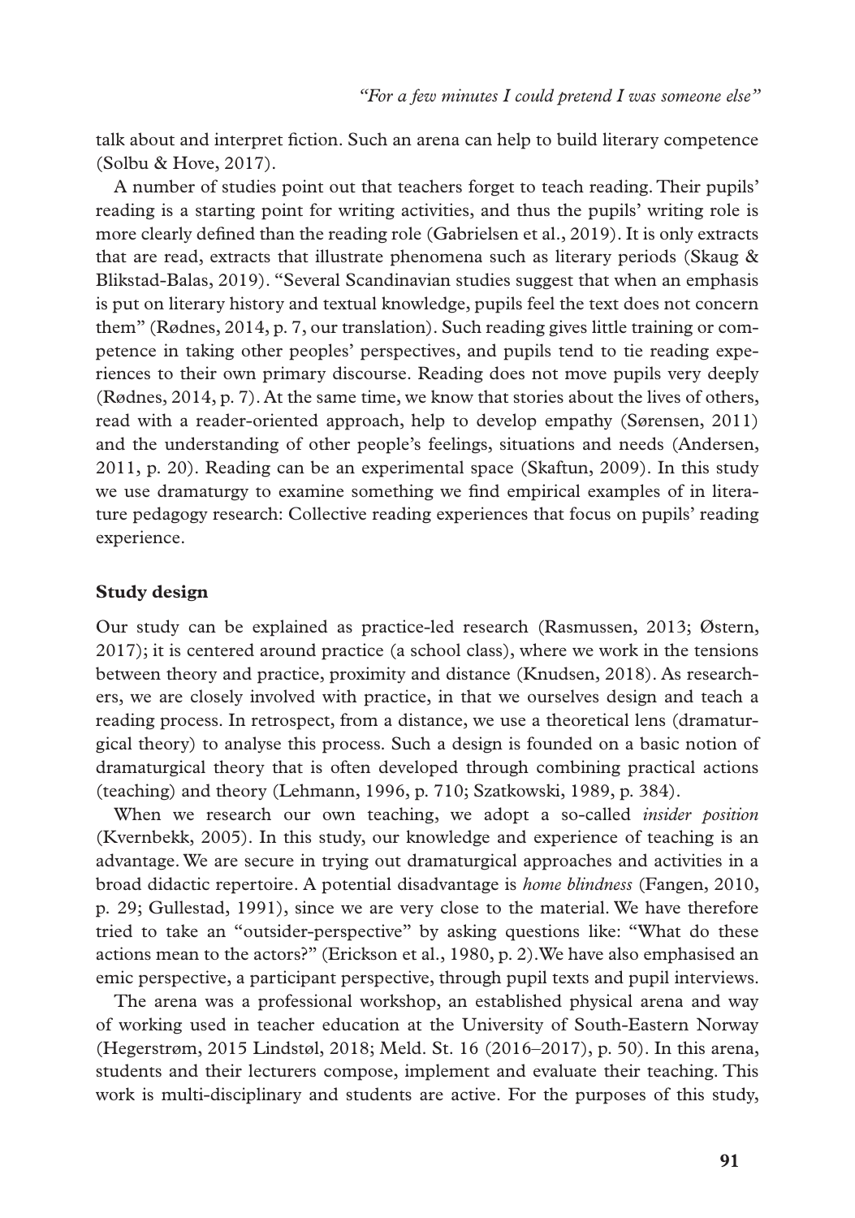talk about and interpret fiction. Such an arena can help to build literary competence (Solbu & Hove, 2017).

A number of studies point out that teachers forget to teach reading. Their pupils' reading is a starting point for writing activities, and thus the pupils' writing role is more clearly defined than the reading role (Gabrielsen et al., 2019). It is only extracts that are read, extracts that illustrate phenomena such as literary periods (Skaug & Blikstad-Balas, 2019). "Several Scandinavian studies suggest that when an emphasis is put on literary history and textual knowledge, pupils feel the text does not concern them" (Rødnes, 2014, p. 7, our translation). Such reading gives little training or competence in taking other peoples' perspectives, and pupils tend to tie reading experiences to their own primary discourse. Reading does not move pupils very deeply (Rødnes, 2014, p. 7). At the same time, we know that stories about the lives of others, read with a reader-oriented approach, help to develop empathy (Sørensen, 2011) and the understanding of other people's feelings, situations and needs (Andersen, 2011, p. 20). Reading can be an experimental space (Skaftun, 2009). In this study we use dramaturgy to examine something we find empirical examples of in literature pedagogy research: Collective reading experiences that focus on pupils' reading experience.

## Study design

Our study can be explained as practice-led research (Rasmussen, 2013; Østern, 2017); it is centered around practice (a school class), where we work in the tensions between theory and practice, proximity and distance (Knudsen, 2018). As researchers, we are closely involved with practice, in that we ourselves design and teach a reading process. In retrospect, from a distance, we use a theoretical lens (dramaturgical theory) to analyse this process. Such a design is founded on a basic notion of dramaturgical theory that is often developed through combining practical actions (teaching) and theory (Lehmann, 1996, p. 710; Szatkowski, 1989, p. 384).

When we research our own teaching, we adopt a so-called *insider position* (Kvernbekk, 2005). In this study, our knowledge and experience of teaching is an advantage. We are secure in trying out dramaturgical approaches and activities in a broad didactic repertoire. A potential disadvantage is *home blindness* (Fangen, 2010, p. 29; Gullestad, 1991), since we are very close to the material. We have therefore tried to take an "outsider-perspective" by asking questions like: "What do these actions mean to the actors?" (Erickson et al., 1980, p. 2). We have also emphasised an emic perspective, a participant perspective, through pupil texts and pupil interviews.

The arena was a professional workshop, an established physical arena and way of working used in teacher education at the University of South-Eastern Norway (Hegerstrøm, 2015 Lindstøl, 2018; Meld. St. 16 (2016–2017), p. 50). In this arena, students and their lecturers compose, implement and evaluate their teaching. This work is multi-disciplinary and students are active. For the purposes of this study,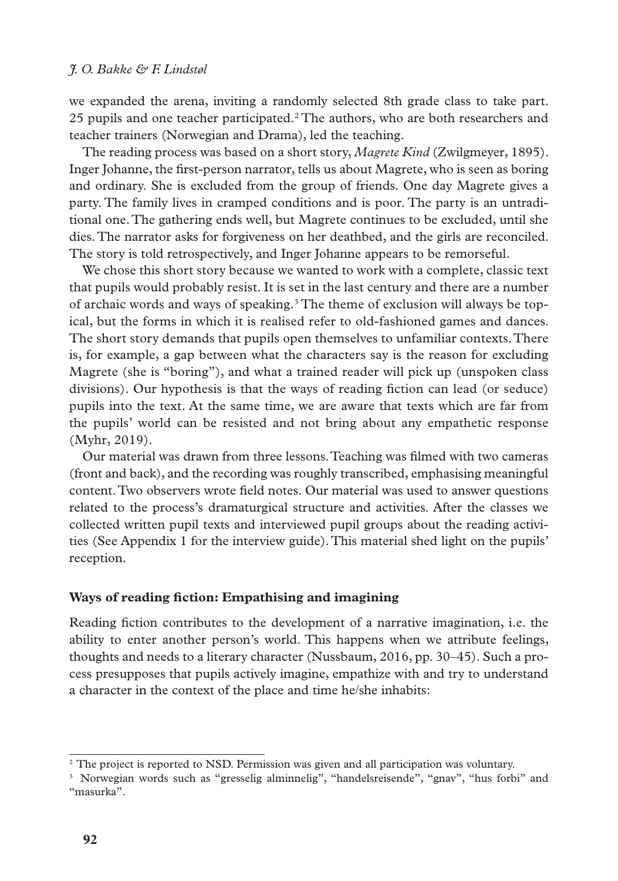we expanded the arena, inviting a randomly selected 8th grade class to take part. 25 pupils and one teacher participated.[2] The authors, who are both researchers and teacher trainers (Norwegian and Drama), led the teaching.

The reading process was based on a short story, *Magrete Kind* (Zwilgmeyer, 1895). Inger Johanne, the first-person narrator, tells us about Magrete, who is seen as boring and ordinary. She is excluded from the group of friends. One day Magrete gives a party. The family lives in cramped conditions and is poor. The party is an untraditional one. The gathering ends well, but Magrete continues to be excluded, until she dies. The narrator asks for forgiveness on her deathbed, and the girls are reconciled. The story is told retrospectively, and Inger Johanne appears to be remorseful.

We chose this short story because we wanted to work with a complete, classic text that pupils would probably resist. It is set in the last century and there are a number of archaic words and ways of speaking.[3] The theme of exclusion will always be topical, but the forms in which it is realised refer to old-fashioned games and dances. The short story demands that pupils open themselves to unfamiliar contexts. There is, for example, a gap between what the characters say is the reason for excluding Magrete (she is "boring"), and what a trained reader will pick up (unspoken class divisions). Our hypothesis is that the ways of reading fiction can lead (or seduce) pupils into the text. At the same time, we are aware that texts which are far from the pupils' world can be resisted and not bring about any empathetic response (Myhr, 2019).

Our material was drawn from three lessons. Teaching was filmed with two cameras (front and back), and the recording was roughly transcribed, emphasising meaningful content. Two observers wrote field notes. Our material was used to answer questions related to the process's dramaturgical structure and activities. After the classes we collected written pupil texts and interviewed pupil groups about the reading activities (See Appendix 1 for the interview guide). This material shed light on the pupils' reception.

### Ways of reading fiction: Empathising and imagining

Reading fiction contributes to the development of a narrative imagination, i.e. the ability to enter another person's world. This happens when we attribute feelings, thoughts and needs to a literary character (Nussbaum, 2016, pp. 30–45). Such a process presupposes that pupils actively imagine, empathize with and try to understand a character in the context of the place and time he/she inhabits:

---

[2] The project is reported to NSD. Permission was given and all participation was voluntary.

[3] Norwegian words such as "gresselig alminnelig", "handelsreisende", "gnav", "hus forbi" and "masurka".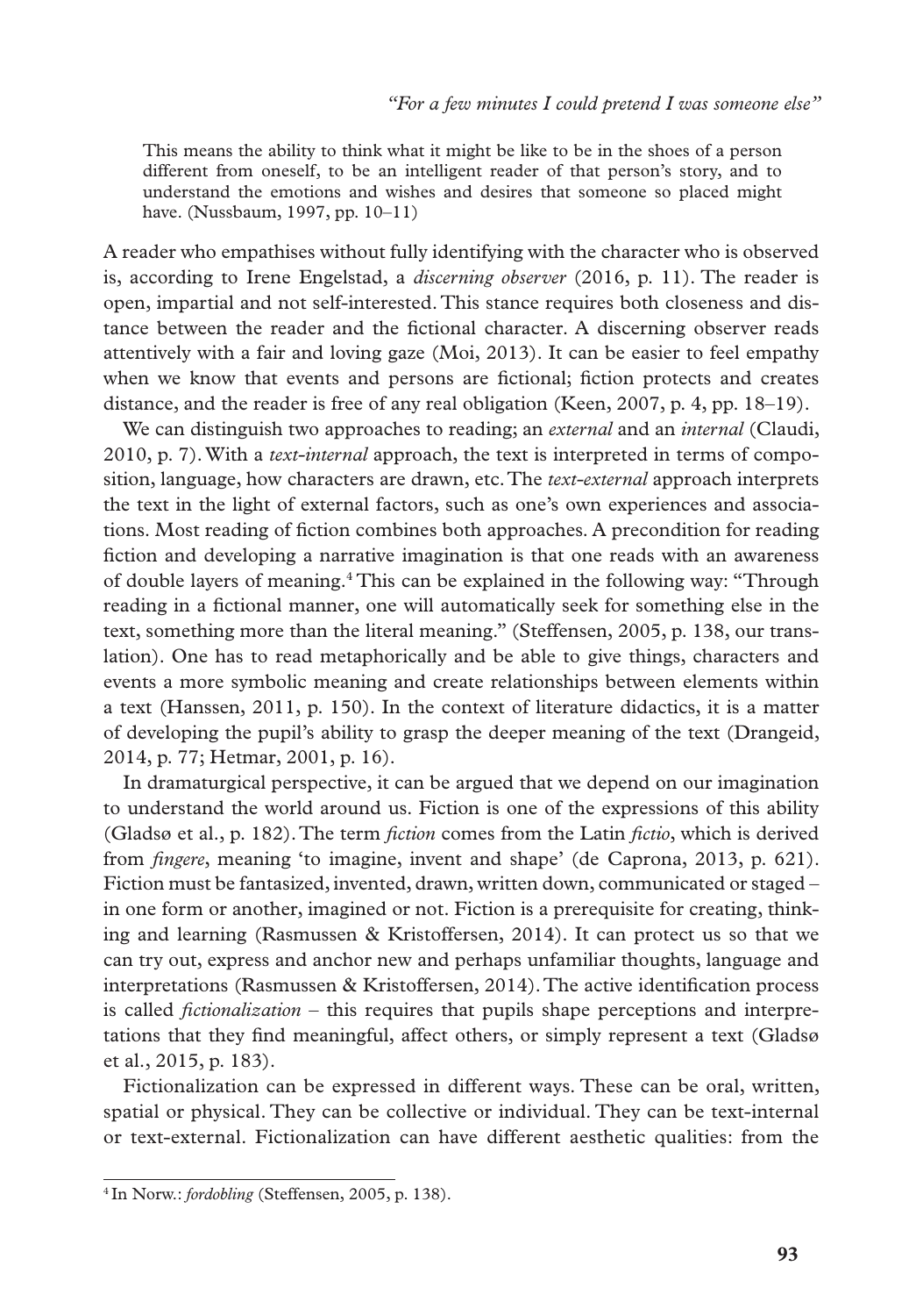> This means the ability to think what it might be like to be in the shoes of a person different from oneself, to be an intelligent reader of that person's story, and to understand the emotions and wishes and desires that someone so placed might have. (Nussbaum, 1997, pp. 10–11)

A reader who empathises without fully identifying with the character who is observed is, according to Irene Engelstad, a *discerning observer* (2016, p. 11). The reader is open, impartial and not self-interested. This stance requires both closeness and distance between the reader and the fictional character. A discerning observer reads attentively with a fair and loving gaze (Moi, 2013). It can be easier to feel empathy when we know that events and persons are fictional; fiction protects and creates distance, and the reader is free of any real obligation (Keen, 2007, p. 4, pp. 18–19).

We can distinguish two approaches to reading; an *external* and an *internal* (Claudi, 2010, p. 7). With a *text-internal* approach, the text is interpreted in terms of composition, language, how characters are drawn, etc. The *text-external* approach interprets the text in the light of external factors, such as one's own experiences and associations. Most reading of fiction combines both approaches. A precondition for reading fiction and developing a narrative imagination is that one reads with an awareness of double layers of meaning.[4] This can be explained in the following way: "Through reading in a fictional manner, one will automatically seek for something else in the text, something more than the literal meaning." (Steffensen, 2005, p. 138, our translation). One has to read metaphorically and be able to give things, characters and events a more symbolic meaning and create relationships between elements within a text (Hanssen, 2011, p. 150). In the context of literature didactics, it is a matter of developing the pupil's ability to grasp the deeper meaning of the text (Drangeid, 2014, p. 77; Hetmar, 2001, p. 16).

In dramaturgical perspective, it can be argued that we depend on our imagination to understand the world around us. Fiction is one of the expressions of this ability (Gladsø et al., p. 182). The term *fiction* comes from the Latin *fictio*, which is derived from *fingere*, meaning 'to imagine, invent and shape' (de Caprona, 2013, p. 621). Fiction must be fantasized, invented, drawn, written down, communicated or staged – in one form or another, imagined or not. Fiction is a prerequisite for creating, thinking and learning (Rasmussen & Kristoffersen, 2014). It can protect us so that we can try out, express and anchor new and perhaps unfamiliar thoughts, language and interpretations (Rasmussen & Kristoffersen, 2014). The active identification process is called *fictionalization* – this requires that pupils shape perceptions and interpretations that they find meaningful, affect others, or simply represent a text (Gladsø et al., 2015, p. 183).

Fictionalization can be expressed in different ways. These can be oral, written, spatial or physical. They can be collective or individual. They can be text-internal or text-external. Fictionalization can have different aesthetic qualities: from the

---

[4] In Norw.: *fordobling* (Steffensen, 2005, p. 138).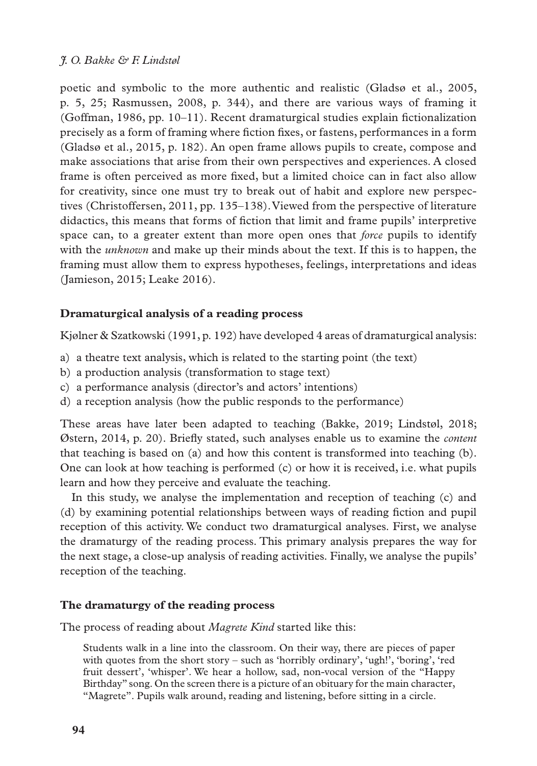poetic and symbolic to the more authentic and realistic (Gladsø et al., 2005, p. 5, 25; Rasmussen, 2008, p. 344), and there are various ways of framing it (Goffman, 1986, pp. 10–11). Recent dramaturgical studies explain fictionalization precisely as a form of framing where fiction fixes, or fastens, performances in a form (Gladsø et al., 2015, p. 182). An open frame allows pupils to create, compose and make associations that arise from their own perspectives and experiences. A closed frame is often perceived as more fixed, but a limited choice can in fact also allow for creativity, since one must try to break out of habit and explore new perspectives (Christoffersen, 2011, pp. 135–138). Viewed from the perspective of literature didactics, this means that forms of fiction that limit and frame pupils' interpretive space can, to a greater extent than more open ones that *force* pupils to identify with the *unknown* and make up their minds about the text. If this is to happen, the framing must allow them to express hypotheses, feelings, interpretations and ideas (Jamieson, 2015; Leake 2016).

### Dramaturgical analysis of a reading process

Kjølner & Szatkowski (1991, p. 192) have developed 4 areas of dramaturgical analysis:

a) a theatre text analysis, which is related to the starting point (the text)
b) a production analysis (transformation to stage text)
c) a performance analysis (director's and actors' intentions)
d) a reception analysis (how the public responds to the performance)

These areas have later been adapted to teaching (Bakke, 2019; Lindstøl, 2018; Østern, 2014, p. 20). Briefly stated, such analyses enable us to examine the *content* that teaching is based on (a) and how this content is transformed into teaching (b). One can look at how teaching is performed (c) or how it is received, i.e. what pupils learn and how they perceive and evaluate the teaching.

In this study, we analyse the implementation and reception of teaching (c) and (d) by examining potential relationships between ways of reading fiction and pupil reception of this activity. We conduct two dramaturgical analyses. First, we analyse the dramaturgy of the reading process. This primary analysis prepares the way for the next stage, a close-up analysis of reading activities. Finally, we analyse the pupils' reception of the teaching.

### The dramaturgy of the reading process

The process of reading about *Magrete Kind* started like this:

> Students walk in a line into the classroom. On their way, there are pieces of paper with quotes from the short story – such as 'horribly ordinary', 'ugh!', 'boring', 'red fruit dessert', 'whisper'. We hear a hollow, sad, non-vocal version of the "Happy Birthday" song. On the screen there is a picture of an obituary for the main character, "Magrete". Pupils walk around, reading and listening, before sitting in a circle.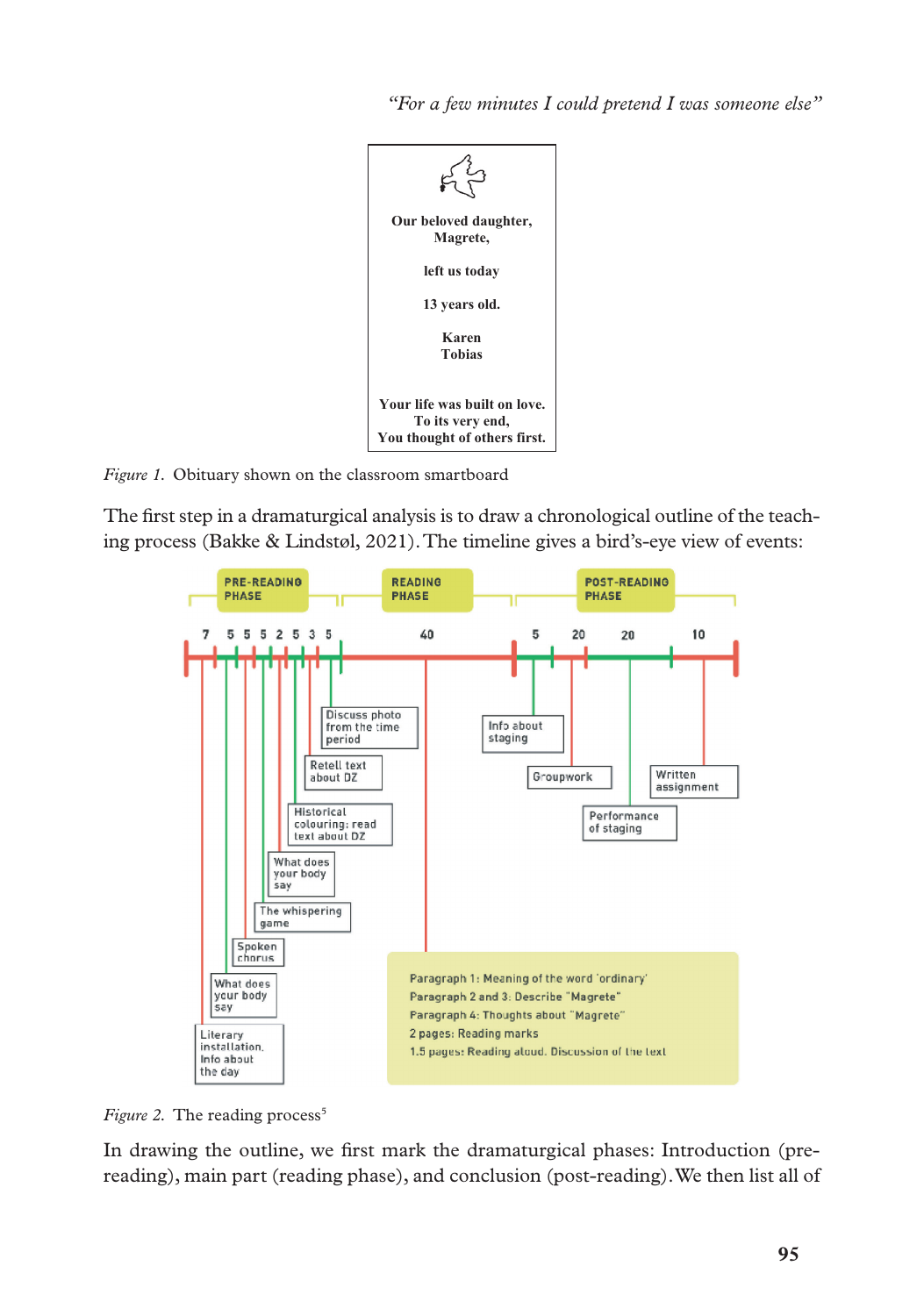Our beloved daughter,
Magrete,

left us today

13 years old.

Karen
Tobias

Your life was built on love.
To its very end,
You thought of others first.

*Figure 1.* Obituary shown on the classroom smartboard

The first step in a dramaturgical analysis is to draw a chronological outline of the teaching process (Bakke & Lindstøl, 2021). The timeline gives a bird's-eye view of events:

PRE-READING PHASE — READING PHASE — POST-READING PHASE

7 5 5 5 2 5 3 5 — 40 — 5 20 20 10

- Literary installation. Info about the day
- What does your body say
- Spoken chorus
- The whispering game
- What does your body say
- Historical colouring: read text about DZ
- Retell text about DZ
- Discuss photo from the time period
- Info about staging
- Groupwork
- Performance of staging
- Written assignment

Paragraph 1: Meaning of the word 'ordinary'
Paragraph 2 and 3: Describe "Magrete"
Paragraph 4: Thoughts about "Magrete"
2 pages: Reading marks
1.5 pages: Reading aloud. Discussion of the text

*Figure 2.* The reading process[5]

In drawing the outline, we first mark the dramaturgical phases: Introduction (pre-reading), main part (reading phase), and conclusion (post-reading). We then list all of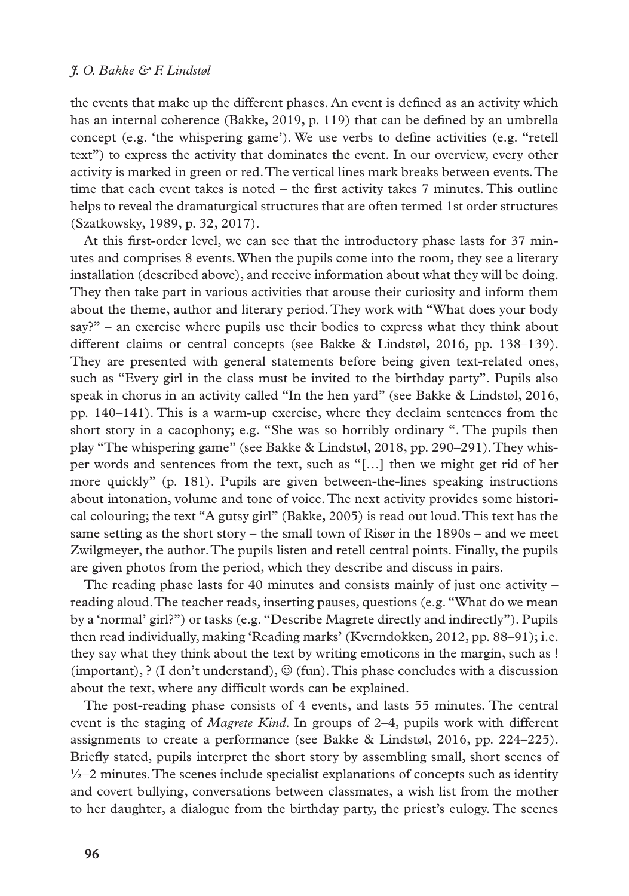the events that make up the different phases. An event is defined as an activity which has an internal coherence (Bakke, 2019, p. 119) that can be defined by an umbrella concept (e.g. 'the whispering game'). We use verbs to define activities (e.g. "retell text") to express the activity that dominates the event. In our overview, every other activity is marked in green or red. The vertical lines mark breaks between events. The time that each event takes is noted – the first activity takes 7 minutes. This outline helps to reveal the dramaturgical structures that are often termed 1st order structures (Szatkowsky, 1989, p. 32, 2017).

At this first-order level, we can see that the introductory phase lasts for 37 minutes and comprises 8 events. When the pupils come into the room, they see a literary installation (described above), and receive information about what they will be doing. They then take part in various activities that arouse their curiosity and inform them about the theme, author and literary period. They work with "What does your body say?" – an exercise where pupils use their bodies to express what they think about different claims or central concepts (see Bakke & Lindstøl, 2016, pp. 138–139). They are presented with general statements before being given text-related ones, such as "Every girl in the class must be invited to the birthday party". Pupils also speak in chorus in an activity called "In the hen yard" (see Bakke & Lindstøl, 2016, pp. 140–141). This is a warm-up exercise, where they declaim sentences from the short story in a cacophony; e.g. "She was so horribly ordinary ". The pupils then play "The whispering game" (see Bakke & Lindstøl, 2018, pp. 290–291). They whisper words and sentences from the text, such as "[…] then we might get rid of her more quickly" (p. 181). Pupils are given between-the-lines speaking instructions about intonation, volume and tone of voice. The next activity provides some historical colouring; the text "A gutsy girl" (Bakke, 2005) is read out loud. This text has the same setting as the short story – the small town of Risør in the 1890s – and we meet Zwilgmeyer, the author. The pupils listen and retell central points. Finally, the pupils are given photos from the period, which they describe and discuss in pairs.

The reading phase lasts for 40 minutes and consists mainly of just one activity – reading aloud. The teacher reads, inserting pauses, questions (e.g. "What do we mean by a 'normal' girl?") or tasks (e.g. "Describe Magrete directly and indirectly"). Pupils then read individually, making 'Reading marks' (Kverndokken, 2012, pp. 88–91); i.e. they say what they think about the text by writing emoticons in the margin, such as ! (important), ? (I don't understand), ☺ (fun). This phase concludes with a discussion about the text, where any difficult words can be explained.

The post-reading phase consists of 4 events, and lasts 55 minutes. The central event is the staging of *Magrete Kind*. In groups of 2–4, pupils work with different assignments to create a performance (see Bakke & Lindstøl, 2016, pp. 224–225). Briefly stated, pupils interpret the short story by assembling small, short scenes of ½–2 minutes. The scenes include specialist explanations of concepts such as identity and covert bullying, conversations between classmates, a wish list from the mother to her daughter, a dialogue from the birthday party, the priest's eulogy. The scenes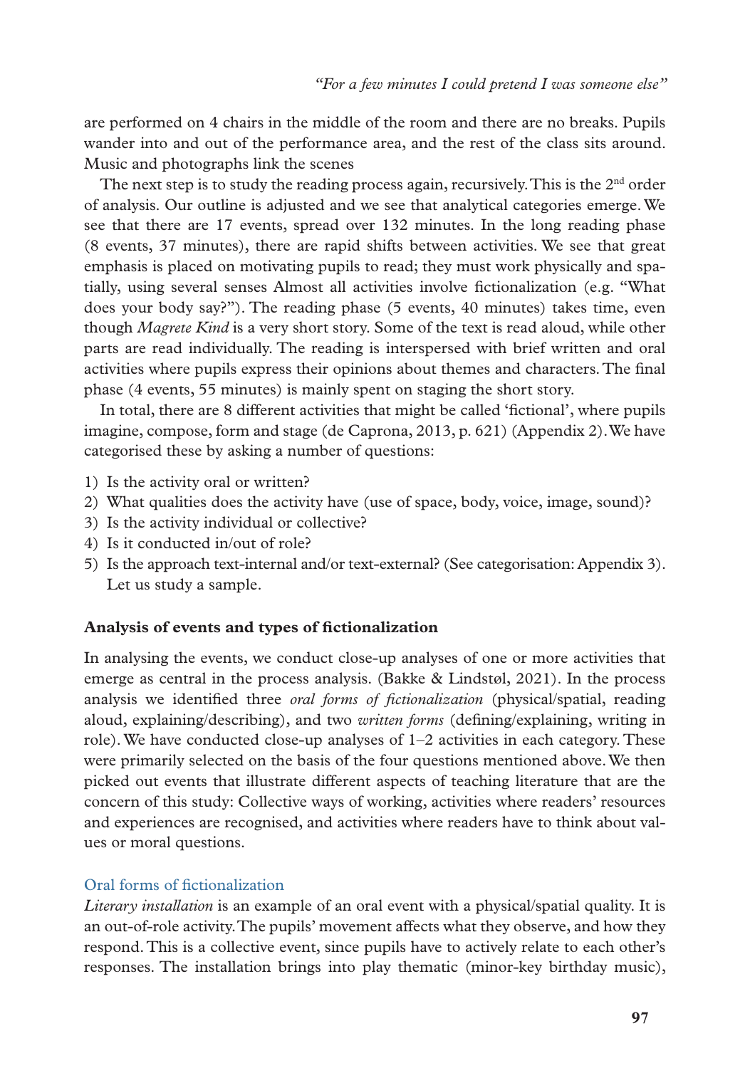are performed on 4 chairs in the middle of the room and there are no breaks. Pupils wander into and out of the performance area, and the rest of the class sits around. Music and photographs link the scenes

The next step is to study the reading process again, recursively. This is the 2nd order of analysis. Our outline is adjusted and we see that analytical categories emerge. We see that there are 17 events, spread over 132 minutes. In the long reading phase (8 events, 37 minutes), there are rapid shifts between activities. We see that great emphasis is placed on motivating pupils to read; they must work physically and spatially, using several senses Almost all activities involve fictionalization (e.g. "What does your body say?"). The reading phase (5 events, 40 minutes) takes time, even though *Magrete Kind* is a very short story. Some of the text is read aloud, while other parts are read individually. The reading is interspersed with brief written and oral activities where pupils express their opinions about themes and characters. The final phase (4 events, 55 minutes) is mainly spent on staging the short story.

In total, there are 8 different activities that might be called 'fictional', where pupils imagine, compose, form and stage (de Caprona, 2013, p. 621) (Appendix 2). We have categorised these by asking a number of questions:

1) Is the activity oral or written?
2) What qualities does the activity have (use of space, body, voice, image, sound)?
3) Is the activity individual or collective?
4) Is it conducted in/out of role?
5) Is the approach text-internal and/or text-external? (See categorisation: Appendix 3). Let us study a sample.

## Analysis of events and types of fictionalization

In analysing the events, we conduct close-up analyses of one or more activities that emerge as central in the process analysis. (Bakke & Lindstøl, 2021). In the process analysis we identified three *oral forms of fictionalization* (physical/spatial, reading aloud, explaining/describing), and two *written forms* (defining/explaining, writing in role). We have conducted close-up analyses of 1–2 activities in each category. These were primarily selected on the basis of the four questions mentioned above. We then picked out events that illustrate different aspects of teaching literature that are the concern of this study: Collective ways of working, activities where readers' resources and experiences are recognised, and activities where readers have to think about values or moral questions.

### Oral forms of fictionalization

*Literary installation* is an example of an oral event with a physical/spatial quality. It is an out-of-role activity. The pupils' movement affects what they observe, and how they respond. This is a collective event, since pupils have to actively relate to each other's responses. The installation brings into play thematic (minor-key birthday music),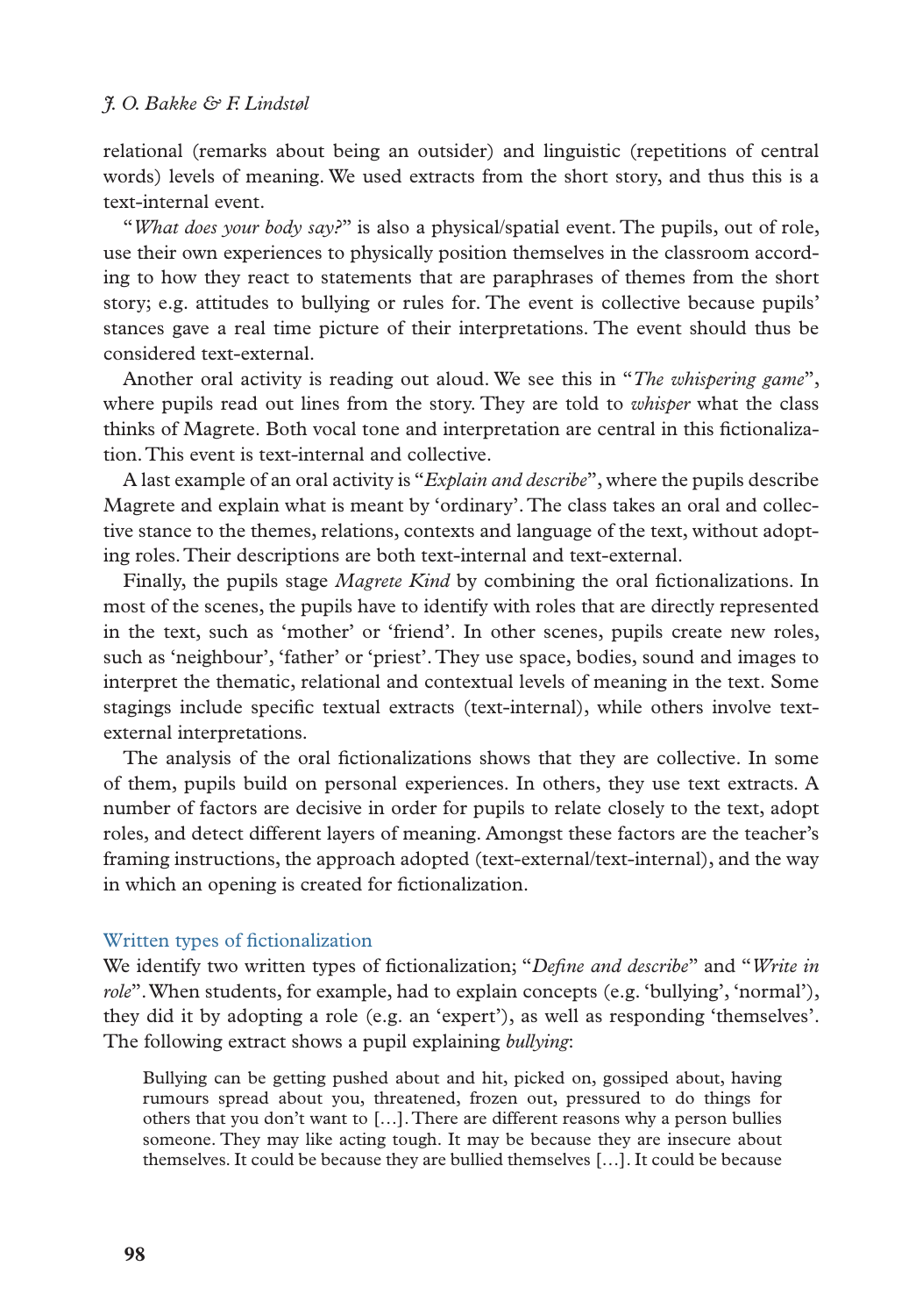relational (remarks about being an outsider) and linguistic (repetitions of central words) levels of meaning. We used extracts from the short story, and thus this is a text-internal event.

"*What does your body say?*" is also a physical/spatial event. The pupils, out of role, use their own experiences to physically position themselves in the classroom according to how they react to statements that are paraphrases of themes from the short story; e.g. attitudes to bullying or rules for. The event is collective because pupils' stances gave a real time picture of their interpretations. The event should thus be considered text-external.

Another oral activity is reading out aloud. We see this in "*The whispering game*", where pupils read out lines from the story. They are told to *whisper* what the class thinks of Magrete. Both vocal tone and interpretation are central in this fictionalization. This event is text-internal and collective.

A last example of an oral activity is "*Explain and describe*", where the pupils describe Magrete and explain what is meant by 'ordinary'. The class takes an oral and collective stance to the themes, relations, contexts and language of the text, without adopting roles. Their descriptions are both text-internal and text-external.

Finally, the pupils stage *Magrete Kind* by combining the oral fictionalizations. In most of the scenes, the pupils have to identify with roles that are directly represented in the text, such as 'mother' or 'friend'. In other scenes, pupils create new roles, such as 'neighbour', 'father' or 'priest'. They use space, bodies, sound and images to interpret the thematic, relational and contextual levels of meaning in the text. Some stagings include specific textual extracts (text-internal), while others involve text-external interpretations.

The analysis of the oral fictionalizations shows that they are collective. In some of them, pupils build on personal experiences. In others, they use text extracts. A number of factors are decisive in order for pupils to relate closely to the text, adopt roles, and detect different layers of meaning. Amongst these factors are the teacher's framing instructions, the approach adopted (text-external/text-internal), and the way in which an opening is created for fictionalization.

### Written types of fictionalization

We identify two written types of fictionalization; "*Define and describe*" and "*Write in role*". When students, for example, had to explain concepts (e.g. 'bullying', 'normal'), they did it by adopting a role (e.g. an 'expert'), as well as responding 'themselves'. The following extract shows a pupil explaining *bullying*:

> Bullying can be getting pushed about and hit, picked on, gossiped about, having rumours spread about you, threatened, frozen out, pressured to do things for others that you don't want to […]. There are different reasons why a person bullies someone. They may like acting tough. It may be because they are insecure about themselves. It could be because they are bullied themselves […]. It could be because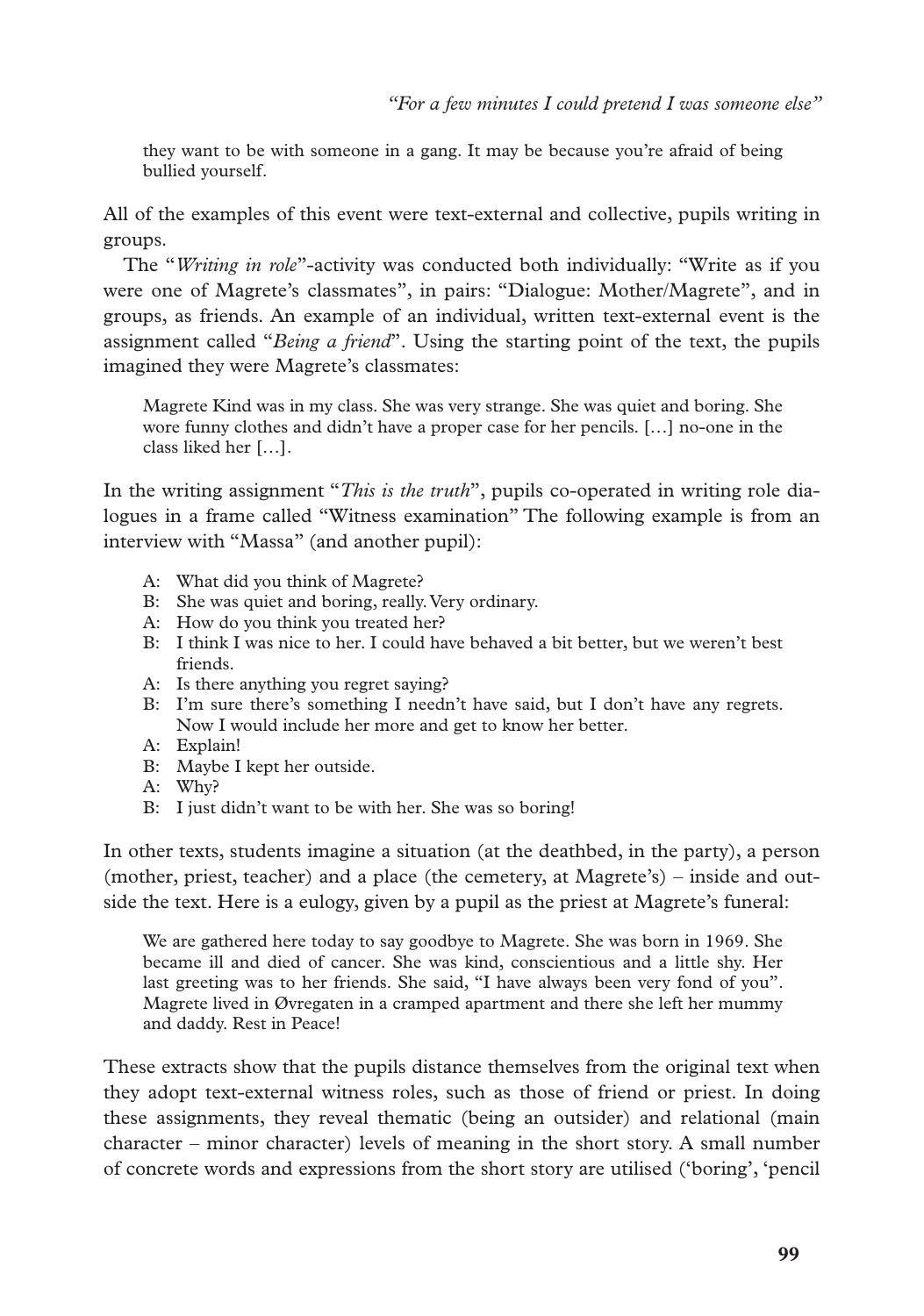they want to be with someone in a gang. It may be because you're afraid of being bullied yourself.

All of the examples of this event were text-external and collective, pupils writing in groups.

The "*Writing in role*"-activity was conducted both individually: "Write as if you were one of Magrete's classmates", in pairs: "Dialogue: Mother/Magrete", and in groups, as friends. An example of an individual, written text-external event is the assignment called "*Being a friend*". Using the starting point of the text, the pupils imagined they were Magrete's classmates:

> Magrete Kind was in my class. She was very strange. She was quiet and boring. She wore funny clothes and didn't have a proper case for her pencils. […] no-one in the class liked her […].

In the writing assignment "*This is the truth*", pupils co-operated in writing role dialogues in a frame called "Witness examination" The following example is from an interview with "Massa" (and another pupil):

> A: What did you think of Magrete?
> B: She was quiet and boring, really. Very ordinary.
> A: How do you think you treated her?
> B: I think I was nice to her. I could have behaved a bit better, but we weren't best friends.
> A: Is there anything you regret saying?
> B: I'm sure there's something I needn't have said, but I don't have any regrets. Now I would include her more and get to know her better.
> A: Explain!
> B: Maybe I kept her outside.
> A: Why?
> B: I just didn't want to be with her. She was so boring!

In other texts, students imagine a situation (at the deathbed, in the party), a person (mother, priest, teacher) and a place (the cemetery, at Magrete's) – inside and outside the text. Here is a eulogy, given by a pupil as the priest at Magrete's funeral:

> We are gathered here today to say goodbye to Magrete. She was born in 1969. She became ill and died of cancer. She was kind, conscientious and a little shy. Her last greeting was to her friends. She said, "I have always been very fond of you". Magrete lived in Øvregaten in a cramped apartment and there she left her mummy and daddy. Rest in Peace!

These extracts show that the pupils distance themselves from the original text when they adopt text-external witness roles, such as those of friend or priest. In doing these assignments, they reveal thematic (being an outsider) and relational (main character – minor character) levels of meaning in the short story. A small number of concrete words and expressions from the short story are utilised ('boring', 'pencil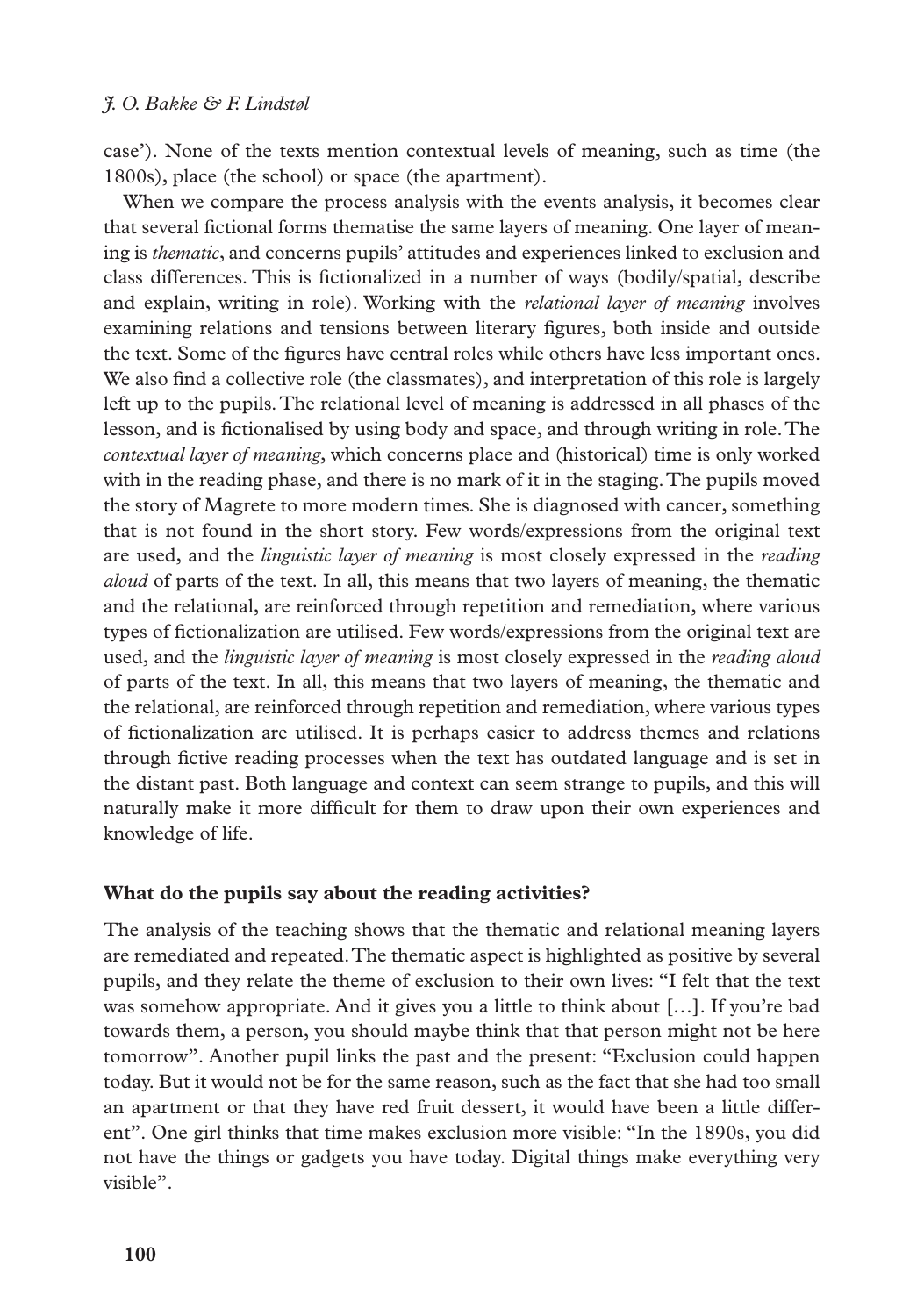case'). None of the texts mention contextual levels of meaning, such as time (the 1800s), place (the school) or space (the apartment).

When we compare the process analysis with the events analysis, it becomes clear that several fictional forms thematise the same layers of meaning. One layer of meaning is *thematic*, and concerns pupils' attitudes and experiences linked to exclusion and class differences. This is fictionalized in a number of ways (bodily/spatial, describe and explain, writing in role). Working with the *relational layer of meaning* involves examining relations and tensions between literary figures, both inside and outside the text. Some of the figures have central roles while others have less important ones. We also find a collective role (the classmates), and interpretation of this role is largely left up to the pupils. The relational level of meaning is addressed in all phases of the lesson, and is fictionalised by using body and space, and through writing in role. The *contextual layer of meaning*, which concerns place and (historical) time is only worked with in the reading phase, and there is no mark of it in the staging. The pupils moved the story of Magrete to more modern times. She is diagnosed with cancer, something that is not found in the short story. Few words/expressions from the original text are used, and the *linguistic layer of meaning* is most closely expressed in the *reading aloud* of parts of the text. In all, this means that two layers of meaning, the thematic and the relational, are reinforced through repetition and remediation, where various types of fictionalization are utilised. Few words/expressions from the original text are used, and the *linguistic layer of meaning* is most closely expressed in the *reading aloud* of parts of the text. In all, this means that two layers of meaning, the thematic and the relational, are reinforced through repetition and remediation, where various types of fictionalization are utilised. It is perhaps easier to address themes and relations through fictive reading processes when the text has outdated language and is set in the distant past. Both language and context can seem strange to pupils, and this will naturally make it more difficult for them to draw upon their own experiences and knowledge of life.

### What do the pupils say about the reading activities?

The analysis of the teaching shows that the thematic and relational meaning layers are remediated and repeated. The thematic aspect is highlighted as positive by several pupils, and they relate the theme of exclusion to their own lives: "I felt that the text was somehow appropriate. And it gives you a little to think about […]. If you're bad towards them, a person, you should maybe think that that person might not be here tomorrow". Another pupil links the past and the present: "Exclusion could happen today. But it would not be for the same reason, such as the fact that she had too small an apartment or that they have red fruit dessert, it would have been a little different". One girl thinks that time makes exclusion more visible: "In the 1890s, you did not have the things or gadgets you have today. Digital things make everything very visible".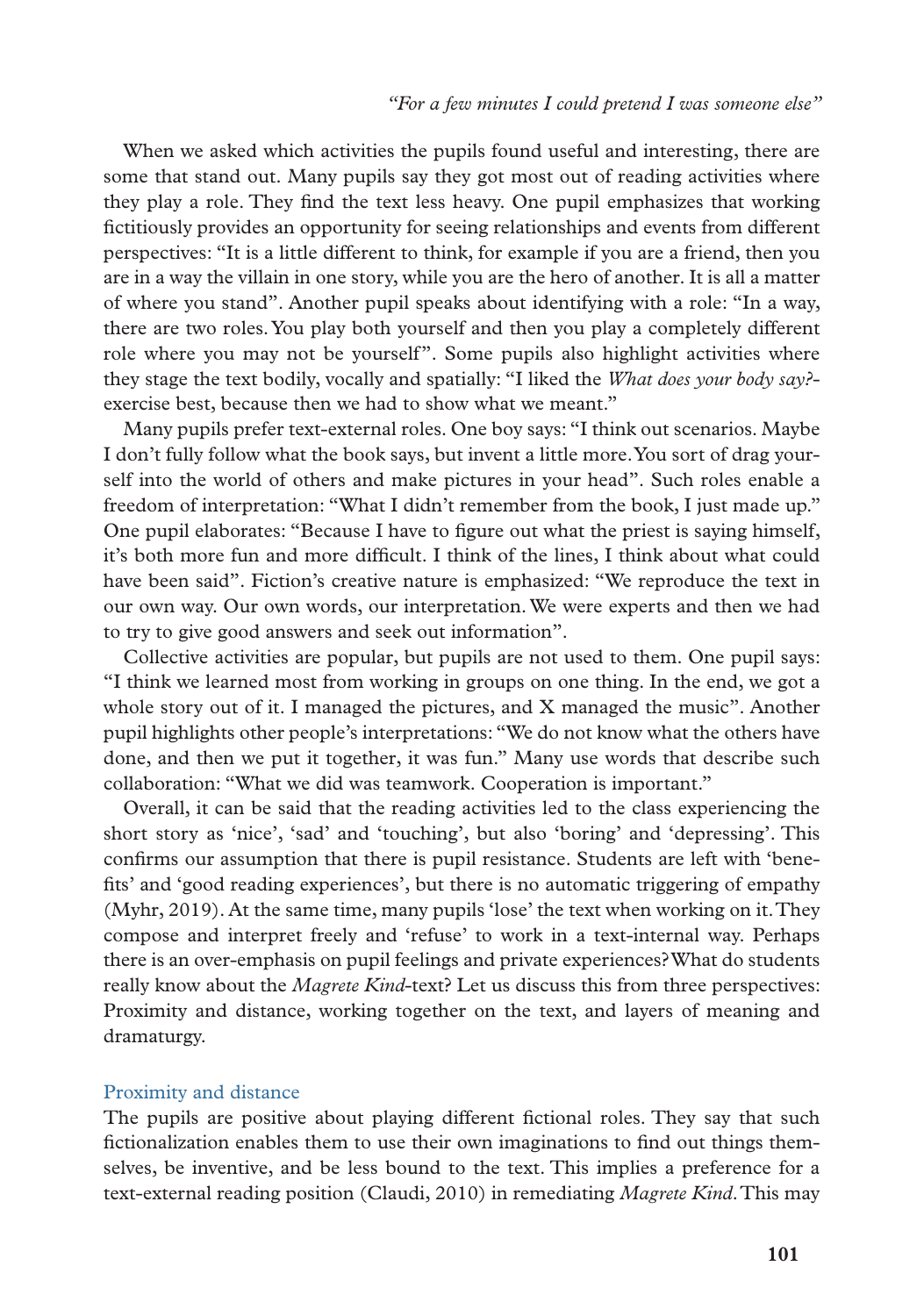When we asked which activities the pupils found useful and interesting, there are some that stand out. Many pupils say they got most out of reading activities where they play a role. They find the text less heavy. One pupil emphasizes that working fictitiously provides an opportunity for seeing relationships and events from different perspectives: "It is a little different to think, for example if you are a friend, then you are in a way the villain in one story, while you are the hero of another. It is all a matter of where you stand". Another pupil speaks about identifying with a role: "In a way, there are two roles. You play both yourself and then you play a completely different role where you may not be yourself". Some pupils also highlight activities where they stage the text bodily, vocally and spatially: "I liked the *What does your body say?*-exercise best, because then we had to show what we meant."

Many pupils prefer text-external roles. One boy says: "I think out scenarios. Maybe I don't fully follow what the book says, but invent a little more. You sort of drag yourself into the world of others and make pictures in your head". Such roles enable a freedom of interpretation: "What I didn't remember from the book, I just made up." One pupil elaborates: "Because I have to figure out what the priest is saying himself, it's both more fun and more difficult. I think of the lines, I think about what could have been said". Fiction's creative nature is emphasized: "We reproduce the text in our own way. Our own words, our interpretation. We were experts and then we had to try to give good answers and seek out information".

Collective activities are popular, but pupils are not used to them. One pupil says: "I think we learned most from working in groups on one thing. In the end, we got a whole story out of it. I managed the pictures, and X managed the music". Another pupil highlights other people's interpretations: "We do not know what the others have done, and then we put it together, it was fun." Many use words that describe such collaboration: "What we did was teamwork. Cooperation is important."

Overall, it can be said that the reading activities led to the class experiencing the short story as 'nice', 'sad' and 'touching', but also 'boring' and 'depressing'. This confirms our assumption that there is pupil resistance. Students are left with 'benefits' and 'good reading experiences', but there is no automatic triggering of empathy (Myhr, 2019). At the same time, many pupils 'lose' the text when working on it. They compose and interpret freely and 'refuse' to work in a text-internal way. Perhaps there is an over-emphasis on pupil feelings and private experiences? What do students really know about the *Magrete Kind*-text? Let us discuss this from three perspectives: Proximity and distance, working together on the text, and layers of meaning and dramaturgy.

### Proximity and distance

The pupils are positive about playing different fictional roles. They say that such fictionalization enables them to use their own imaginations to find out things themselves, be inventive, and be less bound to the text. This implies a preference for a text-external reading position (Claudi, 2010) in remediating *Magrete Kind*. This may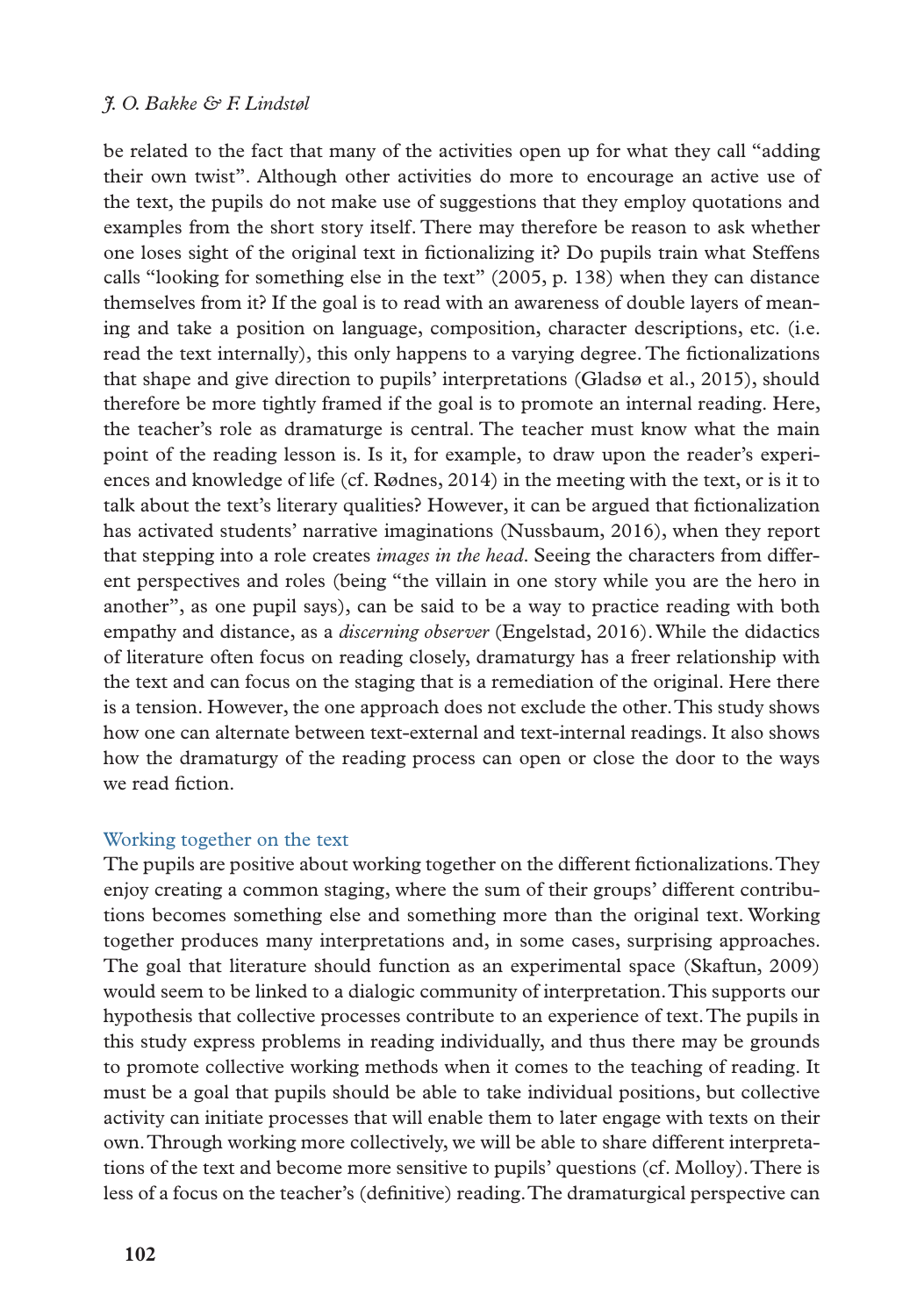be related to the fact that many of the activities open up for what they call "adding their own twist". Although other activities do more to encourage an active use of the text, the pupils do not make use of suggestions that they employ quotations and examples from the short story itself. There may therefore be reason to ask whether one loses sight of the original text in fictionalizing it? Do pupils train what Steffens calls "looking for something else in the text" (2005, p. 138) when they can distance themselves from it? If the goal is to read with an awareness of double layers of meaning and take a position on language, composition, character descriptions, etc. (i.e. read the text internally), this only happens to a varying degree. The fictionalizations that shape and give direction to pupils' interpretations (Gladsø et al., 2015), should therefore be more tightly framed if the goal is to promote an internal reading. Here, the teacher's role as dramaturge is central. The teacher must know what the main point of the reading lesson is. Is it, for example, to draw upon the reader's experiences and knowledge of life (cf. Rødnes, 2014) in the meeting with the text, or is it to talk about the text's literary qualities? However, it can be argued that fictionalization has activated students' narrative imaginations (Nussbaum, 2016), when they report that stepping into a role creates *images in the head*. Seeing the characters from different perspectives and roles (being "the villain in one story while you are the hero in another", as one pupil says), can be said to be a way to practice reading with both empathy and distance, as a *discerning observer* (Engelstad, 2016). While the didactics of literature often focus on reading closely, dramaturgy has a freer relationship with the text and can focus on the staging that is a remediation of the original. Here there is a tension. However, the one approach does not exclude the other. This study shows how one can alternate between text-external and text-internal readings. It also shows how the dramaturgy of the reading process can open or close the door to the ways we read fiction.

### Working together on the text

The pupils are positive about working together on the different fictionalizations. They enjoy creating a common staging, where the sum of their groups' different contributions becomes something else and something more than the original text. Working together produces many interpretations and, in some cases, surprising approaches. The goal that literature should function as an experimental space (Skaftun, 2009) would seem to be linked to a dialogic community of interpretation. This supports our hypothesis that collective processes contribute to an experience of text. The pupils in this study express problems in reading individually, and thus there may be grounds to promote collective working methods when it comes to the teaching of reading. It must be a goal that pupils should be able to take individual positions, but collective activity can initiate processes that will enable them to later engage with texts on their own. Through working more collectively, we will be able to share different interpretations of the text and become more sensitive to pupils' questions (cf. Molloy). There is less of a focus on the teacher's (definitive) reading. The dramaturgical perspective can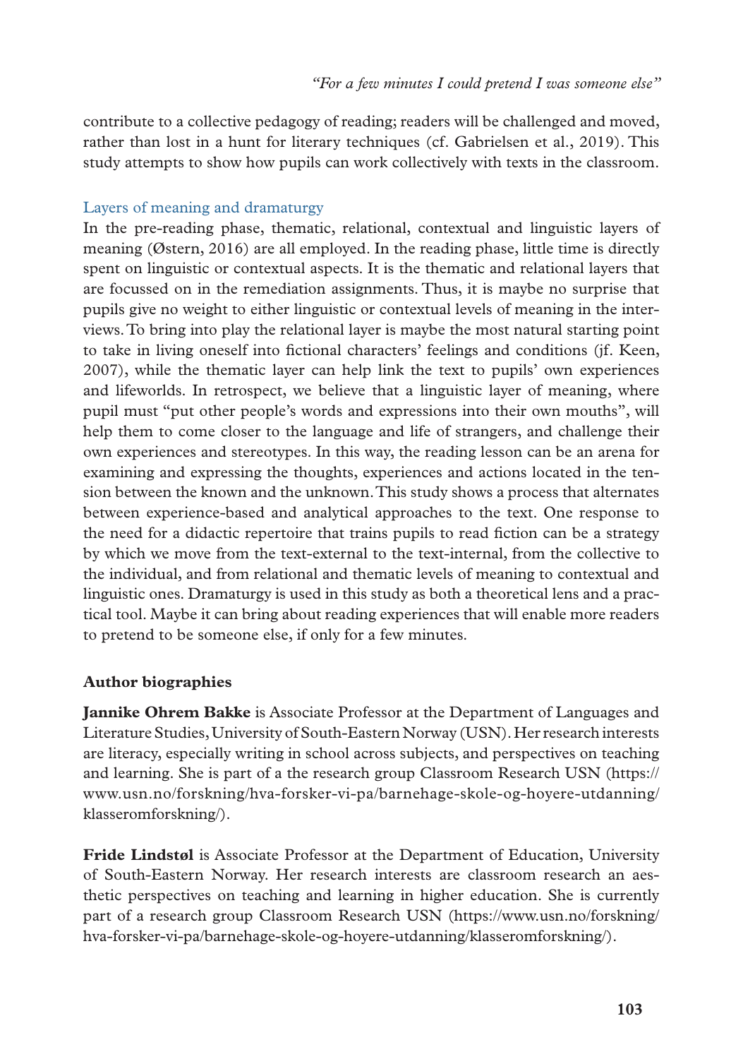contribute to a collective pedagogy of reading; readers will be challenged and moved, rather than lost in a hunt for literary techniques (cf. Gabrielsen et al., 2019). This study attempts to show how pupils can work collectively with texts in the classroom.

### Layers of meaning and dramaturgy

In the pre-reading phase, thematic, relational, contextual and linguistic layers of meaning (Østern, 2016) are all employed. In the reading phase, little time is directly spent on linguistic or contextual aspects. It is the thematic and relational layers that are focussed on in the remediation assignments. Thus, it is maybe no surprise that pupils give no weight to either linguistic or contextual levels of meaning in the interviews. To bring into play the relational layer is maybe the most natural starting point to take in living oneself into fictional characters' feelings and conditions (jf. Keen, 2007), while the thematic layer can help link the text to pupils' own experiences and lifeworlds. In retrospect, we believe that a linguistic layer of meaning, where pupil must "put other people's words and expressions into their own mouths", will help them to come closer to the language and life of strangers, and challenge their own experiences and stereotypes. In this way, the reading lesson can be an arena for examining and expressing the thoughts, experiences and actions located in the tension between the known and the unknown. This study shows a process that alternates between experience-based and analytical approaches to the text. One response to the need for a didactic repertoire that trains pupils to read fiction can be a strategy by which we move from the text-external to the text-internal, from the collective to the individual, and from relational and thematic levels of meaning to contextual and linguistic ones. Dramaturgy is used in this study as both a theoretical lens and a practical tool. Maybe it can bring about reading experiences that will enable more readers to pretend to be someone else, if only for a few minutes.

## Author biographies

**Jannike Ohrem Bakke** is Associate Professor at the Department of Languages and Literature Studies, University of South-Eastern Norway (USN). Her research interests are literacy, especially writing in school across subjects, and perspectives on teaching and learning. She is part of a the research group Classroom Research USN (https://www.usn.no/forskning/hva-forsker-vi-pa/barnehage-skole-og-hoyere-utdanning/klasseromforskning/).

**Fride Lindstøl** is Associate Professor at the Department of Education, University of South-Eastern Norway. Her research interests are classroom research an aesthetic perspectives on teaching and learning in higher education. She is currently part of a research group Classroom Research USN (https://www.usn.no/forskning/hva-forsker-vi-pa/barnehage-skole-og-hoyere-utdanning/klasseromforskning/).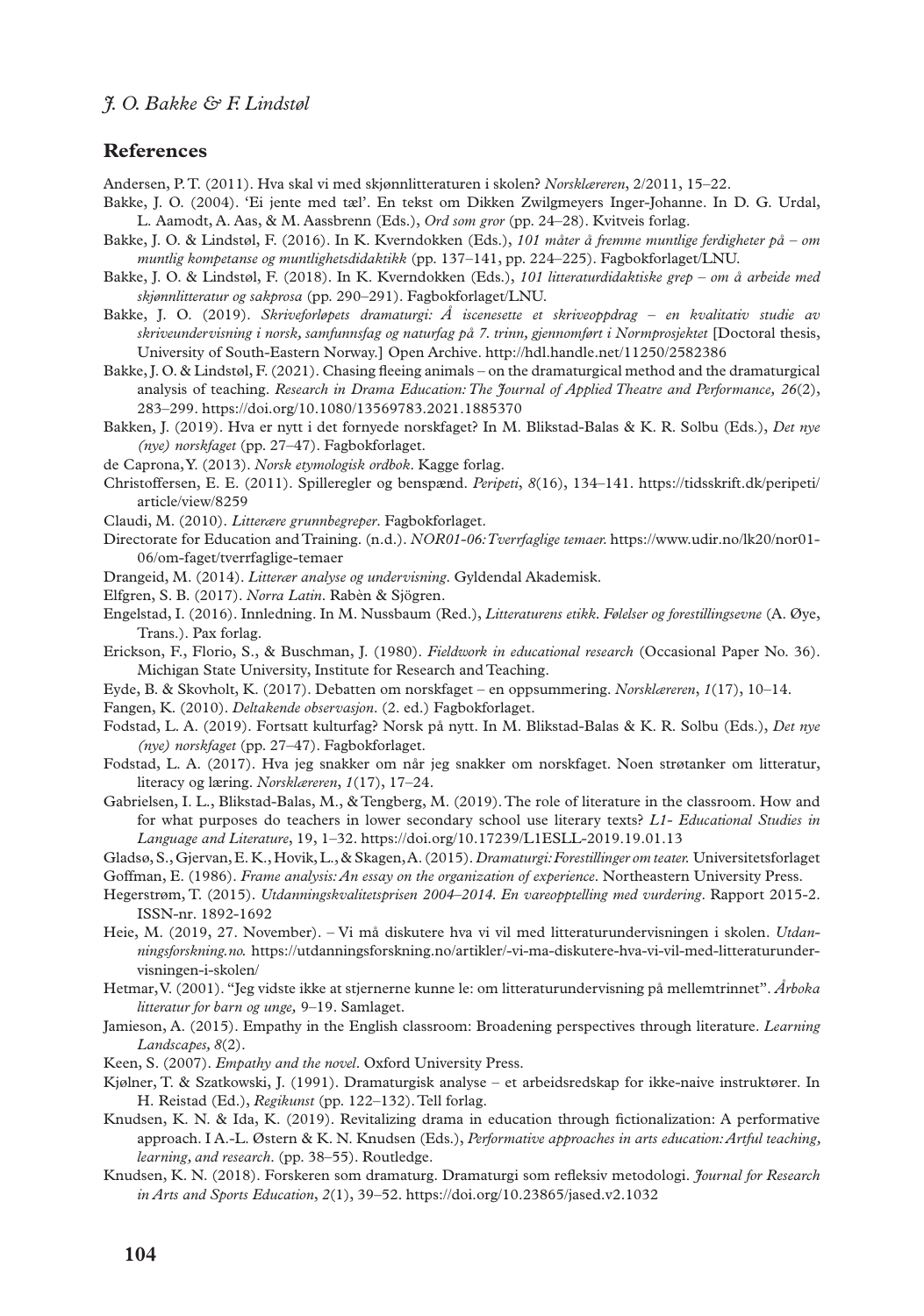## References

Andersen, P. T. (2011). Hva skal vi med skjønnlitteraturen i skolen? *Norsklæreren*, 2/2011, 15–22.

Bakke, J. O. (2004). 'Ei jente med tæl'. En tekst om Dikken Zwilgmeyers Inger-Johanne. In D. G. Urdal, L. Aamodt, A. Aas, & M. Aassbrenn (Eds.), *Ord som gror* (pp. 24–28). Kvitveis forlag.

Bakke, J. O. & Lindstøl, F. (2016). In K. Kverndokken (Eds.), *101 måter å fremme muntlige ferdigheter på – om muntlig kompetanse og muntlighetsdidaktikk* (pp. 137–141, pp. 224–225). Fagbokforlaget/LNU.

Bakke, J. O. & Lindstøl, F. (2018). In K. Kverndokken (Eds.), *101 litteraturdidaktiske grep – om å arbeide med skjønnlitteratur og sakprosa* (pp. 290–291). Fagbokforlaget/LNU.

Bakke, J. O. (2019). *Skriveforløpets dramaturgi: Å iscenesette et skriveoppdrag – en kvalitativ studie av skriveundervisning i norsk, samfunnsfag og naturfag på 7. trinn, gjennomført i Normprosjektet* [Doctoral thesis, University of South-Eastern Norway.] Open Archive. http://hdl.handle.net/11250/2582386

Bakke, J. O. & Lindstøl, F. (2021). Chasing fleeing animals – on the dramaturgical method and the dramaturgical analysis of teaching. *Research in Drama Education: The Journal of Applied Theatre and Performance, 26*(2), 283–299. https://doi.org/10.1080/13569783.2021.1885370

Bakken, J. (2019). Hva er nytt i det fornyede norskfaget? In M. Blikstad-Balas & K. R. Solbu (Eds.), *Det nye (nye) norskfaget* (pp. 27–47). Fagbokforlaget.

de Caprona, Y. (2013). *Norsk etymologisk ordbok*. Kagge forlag.

Christoffersen, E. E. (2011). Spilleregler og benspænd. *Peripeti*, *8*(16), 134–141. https://tidsskrift.dk/peripeti/article/view/8259

Claudi, M. (2010). *Litterære grunnbegreper*. Fagbokforlaget.

Directorate for Education and Training. (n.d.). *NOR01-06: Tverrfaglige temaer*. https://www.udir.no/lk20/nor01-06/om-faget/tverrfaglige-temaer

Drangeid, M. (2014). *Litterær analyse og undervisning*. Gyldendal Akademisk.

Elfgren, S. B. (2017). *Norra Latin*. Rabèn & Sjögren.

Engelstad, I. (2016). Innledning. In M. Nussbaum (Red.), *Litteraturens etikk. Følelser og forestillingsevne* (A. Øye, Trans.). Pax forlag.

Erickson, F., Florio, S., & Buschman, J. (1980). *Fieldwork in educational research* (Occasional Paper No. 36). Michigan State University, Institute for Research and Teaching.

Eyde, B. & Skovholt, K. (2017). Debatten om norskfaget – en oppsummering. *Norsklæreren*, *1*(17), 10–14.

Fangen, K. (2010). *Deltakende observasjon*. (2. ed.) Fagbokforlaget.

Fodstad, L. A. (2019). Fortsatt kulturfag? Norsk på nytt. In M. Blikstad-Balas & K. R. Solbu (Eds.), *Det nye (nye) norskfaget* (pp. 27–47). Fagbokforlaget.

Fodstad, L. A. (2017). Hva jeg snakker om når jeg snakker om norskfaget. Noen strøtanker om litteratur, literacy og læring. *Norsklæreren*, *1*(17), 17–24.

Gabrielsen, I. L., Blikstad-Balas, M., & Tengberg, M. (2019). The role of literature in the classroom. How and for what purposes do teachers in lower secondary school use literary texts? *L1- Educational Studies in Language and Literature*, 19, 1–32. https://doi.org/10.17239/L1ESLL-2019.19.01.13

Gladsø, S., Gjervan, E. K., Hovik, L., & Skagen, A. (2015). *Dramaturgi: Forestillinger om teater.* Universitetsforlaget

Goffman, E. (1986). *Frame analysis: An essay on the organization of experience*. Northeastern University Press.

Hegerstrøm, T. (2015). *Utdanningskvalitetsprisen 2004–2014. En vareopptelling med vurdering*. Rapport 2015-2. ISSN-nr. 1892-1692

Heie, M. (2019, 27. November). – Vi må diskutere hva vi vil med litteraturundervisningen i skolen. *Utdanningsforskning.no.* https://utdanningsforskning.no/artikler/-vi-ma-diskutere-hva-vi-vil-med-litteraturundervisningen-i-skolen/

Hetmar, V. (2001). "Jeg vidste ikke at stjernerne kunne le: om litteraturundervisning på mellemtrinnet". *Årboka litteratur for barn og unge,* 9–19. Samlaget.

Jamieson, A. (2015). Empathy in the English classroom: Broadening perspectives through literature. *Learning Landscapes, 8*(2).

Keen, S. (2007). *Empathy and the novel*. Oxford University Press.

Kjølner, T. & Szatkowski, J. (1991). Dramaturgisk analyse – et arbeidsredskap for ikke-naive instruktører. In H. Reistad (Ed.), *Regikunst* (pp. 122–132). Tell forlag.

Knudsen, K. N. & Ida, K. (2019). Revitalizing drama in education through fictionalization: A performative approach. I A.-L. Østern & K. N. Knudsen (Eds.), *Performative approaches in arts education: Artful teaching, learning, and research.* (pp. 38–55). Routledge.

Knudsen, K. N. (2018). Forskeren som dramaturg. Dramaturgi som refleksiv metodologi. *Journal for Research in Arts and Sports Education*, *2*(1), 39–52. https://doi.org/10.23865/jased.v2.1032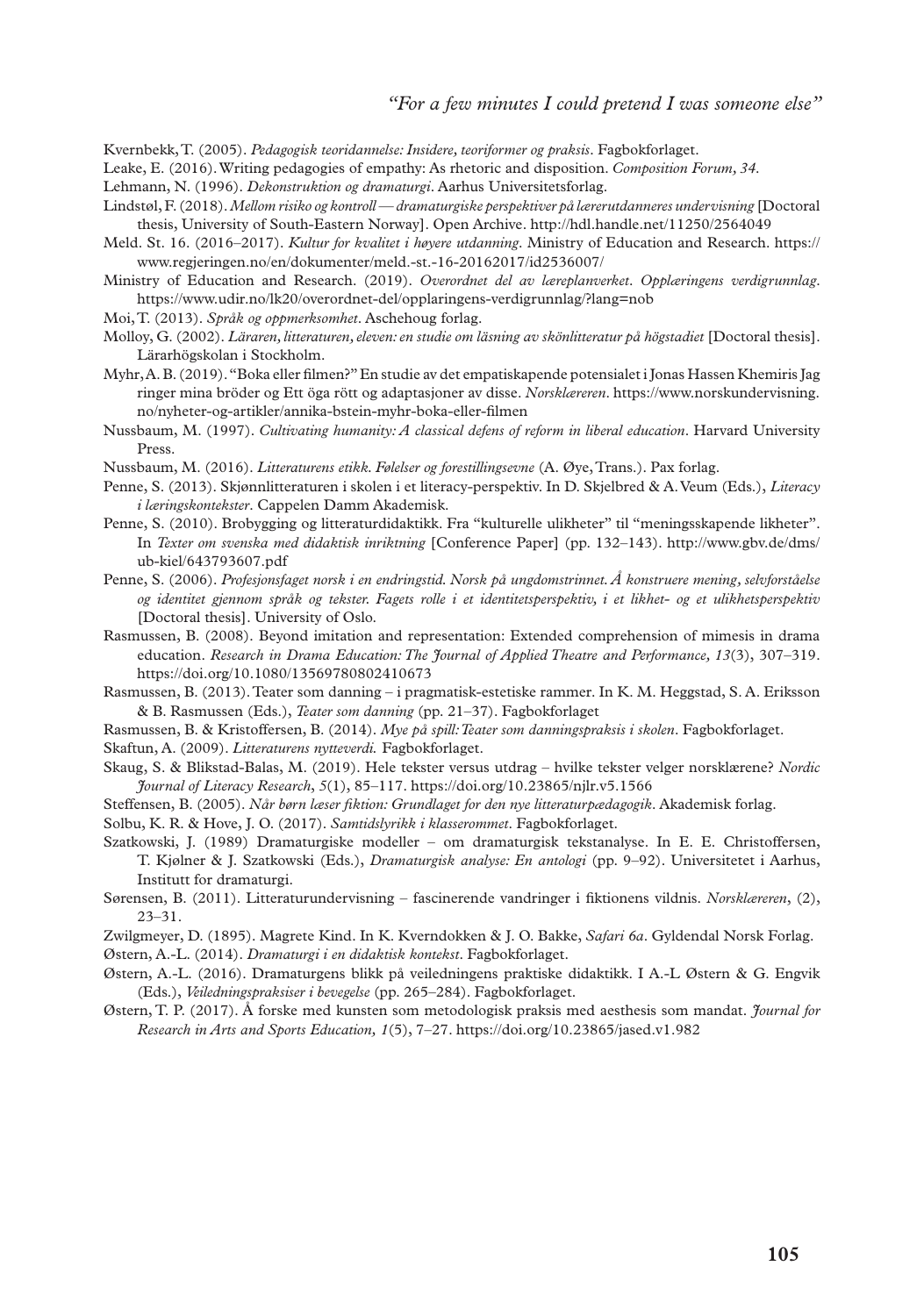Kvernbekk, T. (2005). *Pedagogisk teoridannelse: Insidere, teoriformer og praksis*. Fagbokforlaget.

Leake, E. (2016). Writing pedagogies of empathy: As rhetoric and disposition. *Composition Forum, 34*.

Lehmann, N. (1996). *Dekonstruktion og dramaturgi*. Aarhus Universitetsforlag.

Lindstøl, F. (2018). *Mellom risiko og kontroll — dramaturgiske perspektiver på lærerutdanneres undervisning* [Doctoral thesis, University of South-Eastern Norway]. Open Archive. http://hdl.handle.net/11250/2564049

Meld. St. 16. (2016–2017). *Kultur for kvalitet i høyere utdanning*. Ministry of Education and Research. https://www.regjeringen.no/en/dokumenter/meld.-st.-16-20162017/id2536007/

Ministry of Education and Research. (2019). *Overordnet del av læreplanverket. Opplæringens verdigrunnlag*. https://www.udir.no/lk20/overordnet-del/opplaringens-verdigrunnlag/?lang=nob

Moi, T. (2013). *Språk og oppmerksomhet*. Aschehoug forlag.

Molloy, G. (2002). *Läraren, litteraturen, eleven: en studie om läsning av skönlitteratur på högstadiet* [Doctoral thesis]. Lärarhögskolan i Stockholm.

Myhr, A. B. (2019). "Boka eller filmen?" En studie av det empatiskapende potensialet i Jonas Hassen Khemiris Jag ringer mina bröder og Ett öga rött og adaptasjoner av disse. *Norsklæreren*. https://www.norskundervisning.no/nyheter-og-artikler/annika-bstein-myhr-boka-eller-filmen

Nussbaum, M. (1997). *Cultivating humanity: A classical defens of reform in liberal education*. Harvard University Press.

Nussbaum, M. (2016). *Litteraturens etikk. Følelser og forestillingsevne* (A. Øye, Trans.). Pax forlag.

Penne, S. (2013). Skjønnlitteraturen i skolen i et literacy-perspektiv. In D. Skjelbred & A. Veum (Eds.), *Literacy i læringskontekster*. Cappelen Damm Akademisk.

Penne, S. (2010). Brobygging og litteraturdidaktikk. Fra "kulturelle ulikheter" til "meningsskapende likheter". In *Texter om svenska med didaktisk inriktning* [Conference Paper] (pp. 132–143). http://www.gbv.de/dms/ub-kiel/643793607.pdf

Penne, S. (2006). *Profesjonsfaget norsk i en endringstid. Norsk på ungdomstrinnet. Å konstruere mening, selvforståelse og identitet gjennom språk og tekster. Fagets rolle i et identitetsperspektiv, i et likhet- og et ulikhetsperspektiv* [Doctoral thesis]. University of Oslo.

Rasmussen, B. (2008). Beyond imitation and representation: Extended comprehension of mimesis in drama education. *Research in Drama Education: The Journal of Applied Theatre and Performance, 13*(3), 307–319. https://doi.org/10.1080/13569780802410673

Rasmussen, B. (2013). Teater som danning – i pragmatisk-estetiske rammer. In K. M. Heggstad, S. A. Eriksson & B. Rasmussen (Eds.), *Teater som danning* (pp. 21–37). Fagbokforlaget

Rasmussen, B. & Kristoffersen, B. (2014). *Mye på spill: Teater som danningspraksis i skolen*. Fagbokforlaget.

Skaftun, A. (2009). *Litteraturens nytteverdi.* Fagbokforlaget.

Skaug, S. & Blikstad-Balas, M. (2019). Hele tekster versus utdrag – hvilke tekster velger norsklærene? *Nordic Journal of Literacy Research*, *5*(1), 85–117. https://doi.org/10.23865/njlr.v5.1566

Steffensen, B. (2005). *Når børn læser fiktion: Grundlaget for den nye litteraturpædagogik*. Akademisk forlag.

Solbu, K. R. & Hove, J. O. (2017). *Samtidslyrikk i klasserommet*. Fagbokforlaget.

Szatkowski, J. (1989) Dramaturgiske modeller – om dramaturgisk tekstanalyse. In E. E. Christoffersen, T. Kjølner & J. Szatkowski (Eds.), *Dramaturgisk analyse: En antologi* (pp. 9–92). Universitetet i Aarhus, Institutt for dramaturgi.

Sørensen, B. (2011). Litteraturundervisning – fascinerende vandringer i fiktionens vildnis. *Norsklæreren*, (2), 23–31.

Zwilgmeyer, D. (1895). Magrete Kind. In K. Kverndokken & J. O. Bakke, *Safari 6a*. Gyldendal Norsk Forlag.

Østern, A.-L. (2014). *Dramaturgi i en didaktisk kontekst*. Fagbokforlaget.

Østern, A.-L. (2016). Dramaturgens blikk på veiledningens praktiske didaktikk. I A.-L Østern & G. Engvik (Eds.), *Veiledningspraksiser i bevegelse* (pp. 265–284). Fagbokforlaget.

Østern, T. P. (2017). Å forske med kunsten som metodologisk praksis med aesthesis som mandat. *Journal for Research in Arts and Sports Education, 1*(5), 7–27. https://doi.org/10.23865/jased.v1.982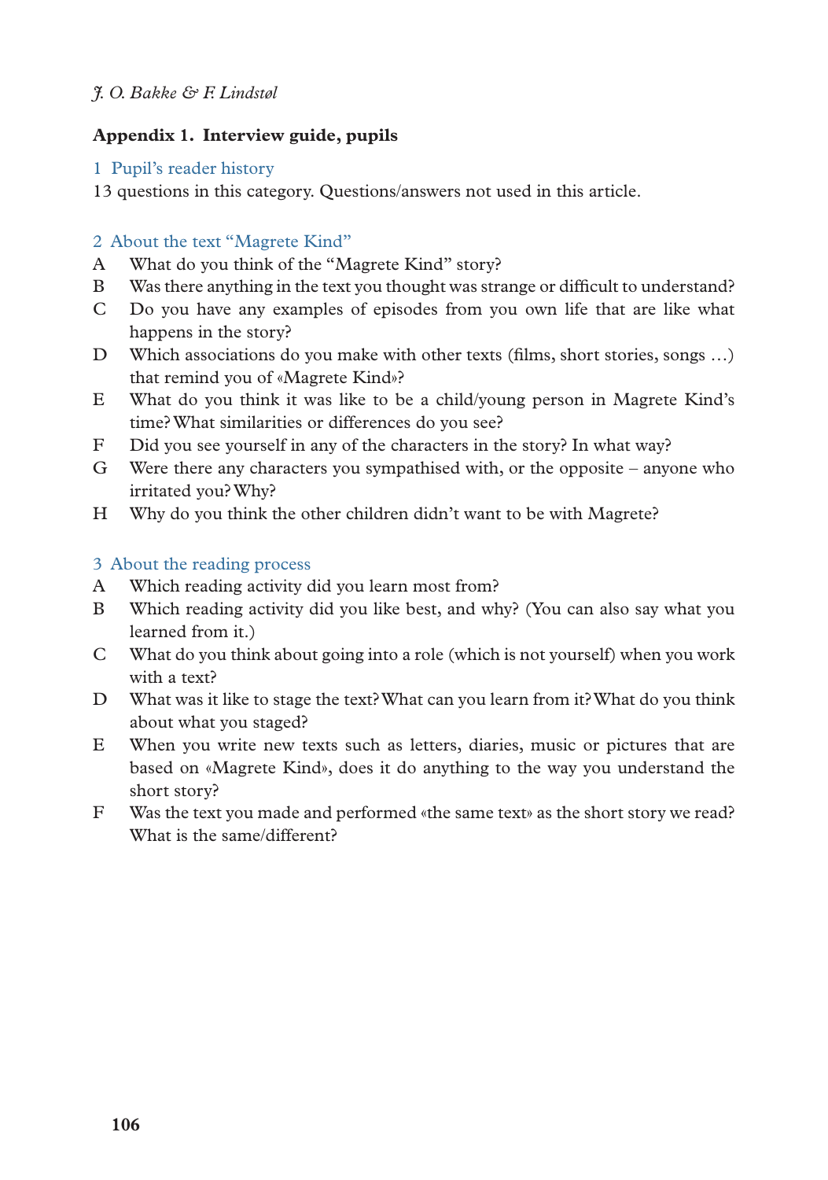## Appendix 1. Interview guide, pupils

### 1 Pupil's reader history

13 questions in this category. Questions/answers not used in this article.

### 2 About the text "Magrete Kind"

- A What do you think of the "Magrete Kind" story?
- B Was there anything in the text you thought was strange or difficult to understand?
- C Do you have any examples of episodes from you own life that are like what happens in the story?
- D Which associations do you make with other texts (films, short stories, songs …) that remind you of «Magrete Kind»?
- E What do you think it was like to be a child/young person in Magrete Kind's time? What similarities or differences do you see?
- F Did you see yourself in any of the characters in the story? In what way?
- G Were there any characters you sympathised with, or the opposite – anyone who irritated you? Why?
- H Why do you think the other children didn't want to be with Magrete?

### 3 About the reading process

- A Which reading activity did you learn most from?
- B Which reading activity did you like best, and why? (You can also say what you learned from it.)
- C What do you think about going into a role (which is not yourself) when you work with a text?
- D What was it like to stage the text? What can you learn from it? What do you think about what you staged?
- E When you write new texts such as letters, diaries, music or pictures that are based on «Magrete Kind», does it do anything to the way you understand the short story?
- F Was the text you made and performed «the same text» as the short story we read? What is the same/different?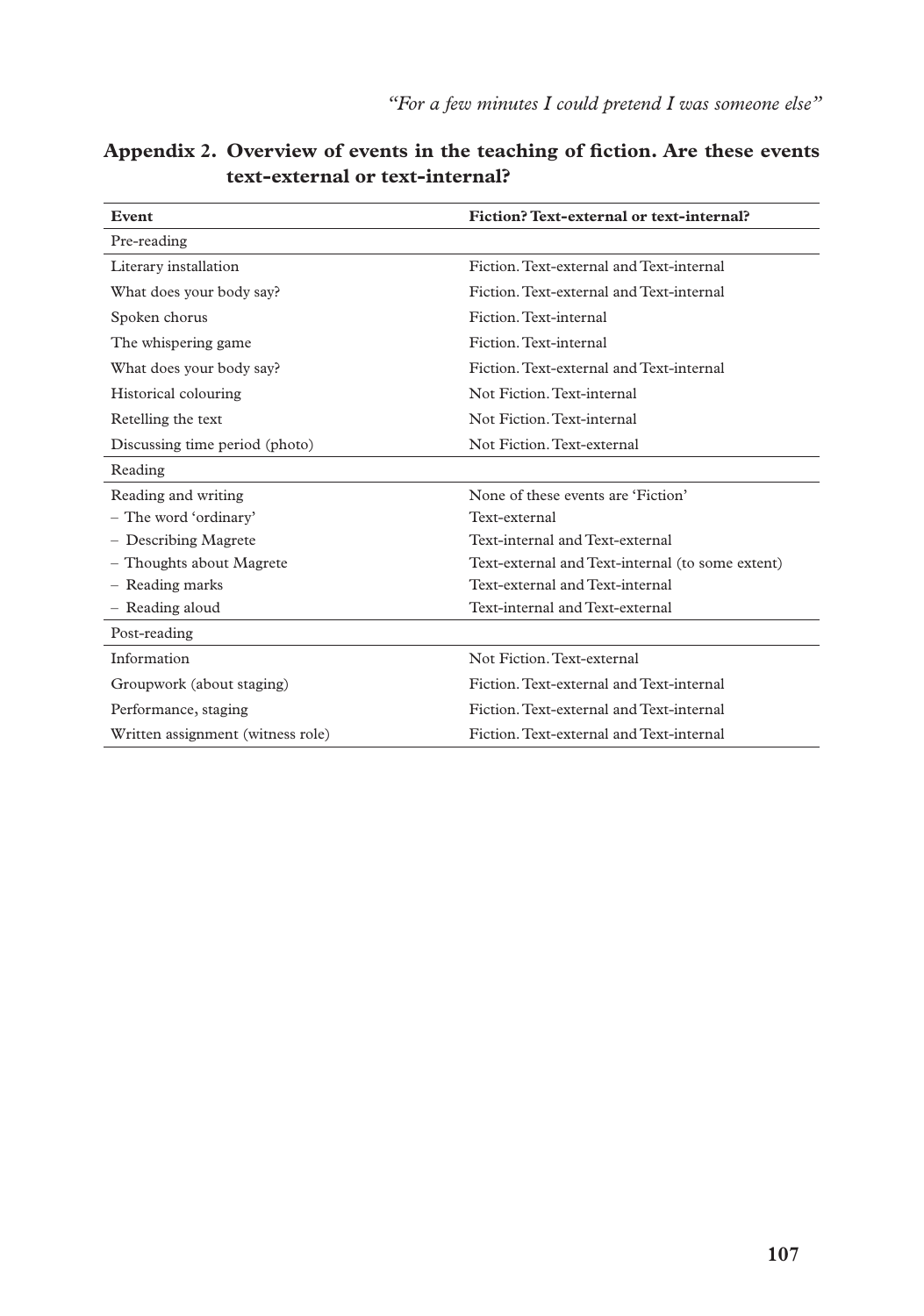## Appendix 2. Overview of events in the teaching of fiction. Are these events text-external or text-internal?

| Event | Fiction? Text-external or text-internal? |
|---|---|
| Pre-reading | |
| Literary installation | Fiction. Text-external and Text-internal |
| What does your body say? | Fiction. Text-external and Text-internal |
| Spoken chorus | Fiction. Text-internal |
| The whispering game | Fiction. Text-internal |
| What does your body say? | Fiction. Text-external and Text-internal |
| Historical colouring | Not Fiction. Text-internal |
| Retelling the text | Not Fiction. Text-internal |
| Discussing time period (photo) | Not Fiction. Text-external |
| Reading | |
| Reading and writing | None of these events are 'Fiction' |
| – The word 'ordinary' | Text-external |
| – Describing Magrete | Text-internal and Text-external |
| – Thoughts about Magrete | Text-external and Text-internal (to some extent) |
| – Reading marks | Text-external and Text-internal |
| – Reading aloud | Text-internal and Text-external |
| Post-reading | |
| Information | Not Fiction. Text-external |
| Groupwork (about staging) | Fiction. Text-external and Text-internal |
| Performance, staging | Fiction. Text-external and Text-internal |
| Written assignment (witness role) | Fiction. Text-external and Text-internal |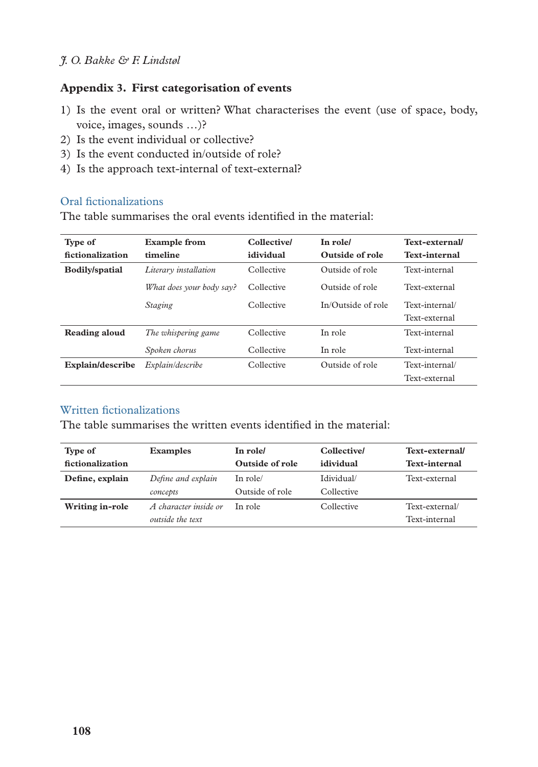## Appendix 3. First categorisation of events

1) Is the event oral or written? What characterises the event (use of space, body, voice, images, sounds …)?
2) Is the event individual or collective?
3) Is the event conducted in/outside of role?
4) Is the approach text-internal of text-external?

### Oral fictionalizations

The table summarises the oral events identified in the material:

| Type of fictionalization | Example from timeline | Collective/ idividual | In role/ Outside of role | Text-external/ Text-internal |
|---|---|---|---|---|
| **Bodily/spatial** | *Literary installation* | Collective | Outside of role | Text-internal |
| | *What does your body say?* | Collective | Outside of role | Text-external |
| | *Staging* | Collective | In/Outside of role | Text-internal/ Text-external |
| **Reading aloud** | *The whispering game* | Collective | In role | Text-internal |
| | *Spoken chorus* | Collective | In role | Text-internal |
| **Explain/describe** | *Explain/describe* | Collective | Outside of role | Text-internal/ Text-external |

### Written fictionalizations

The table summarises the written events identified in the material:

| Type of fictionalization | Examples | In role/ Outside of role | Collective/ idividual | Text-external/ Text-internal |
|---|---|---|---|---|
| **Define, explain** | *Define and explain concepts* | In role/ Outside of role | Idividual/ Collective | Text-external |
| **Writing in-role** | *A character inside or outside the text* | In role | Collective | Text-external/ Text-internal |